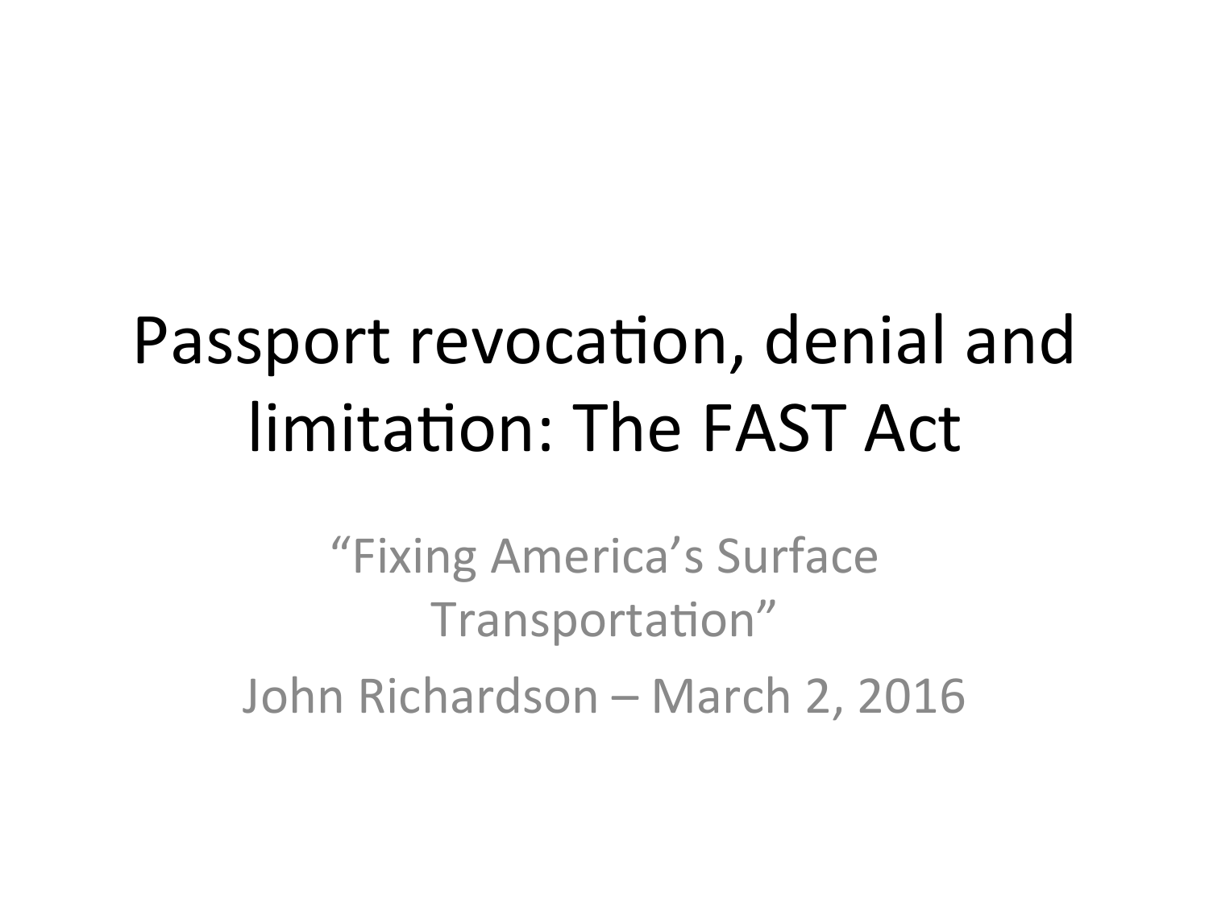# Passport revocation, denial and limitation: The FAST Act

"Fixing America's Surface Transportation"

John Richardson – March 2, 2016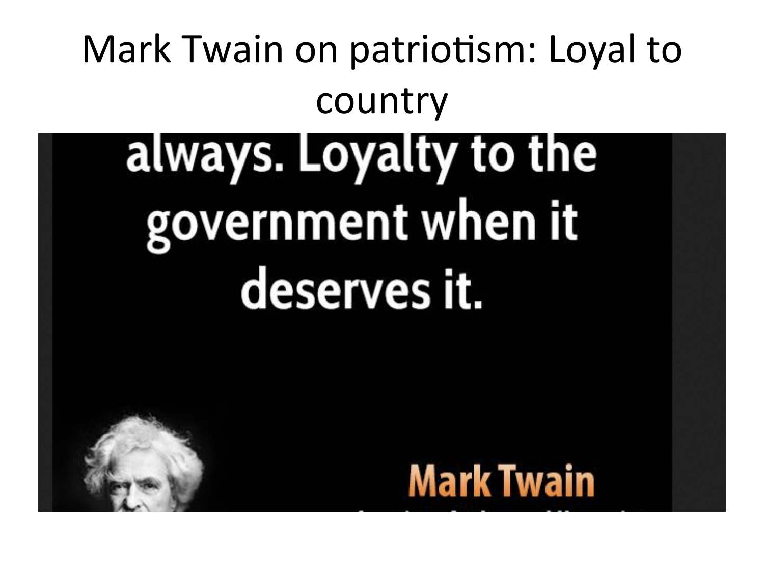# Mark Twain on patriotism: Loyal to country

always. Loyalty to the government when it deserves it.

Mark Twain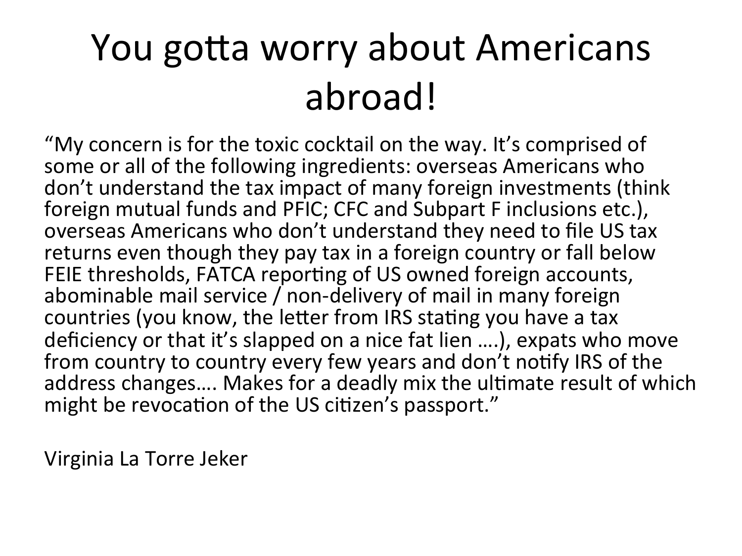# You gotta worry about Americans abroad!

"My concern is for the toxic cocktail on the way. It's comprised of some or all of the following ingredients: overseas Americans who don't understand the tax impact of many foreign investments (think foreign mutual funds and PFIC; CFC and Subpart F inclusions etc.), overseas Americans who don't understand they need to file US tax returns even though they pay tax in a foreign country or fall below FEIE thresholds, FATCA reporting of US owned foreign accounts, abominable mail service / non-delivery of mail in many foreign countries (you know, the letter from IRS stating you have a tax deficiency or that it's slapped on a nice fat lien ….), expats who move from country to country every few years and don't notify IRS of the address changes…. Makes for a deadly mix the ultimate result of which might be revocation of the US citizen's passport."

Virginia La Torre Jeker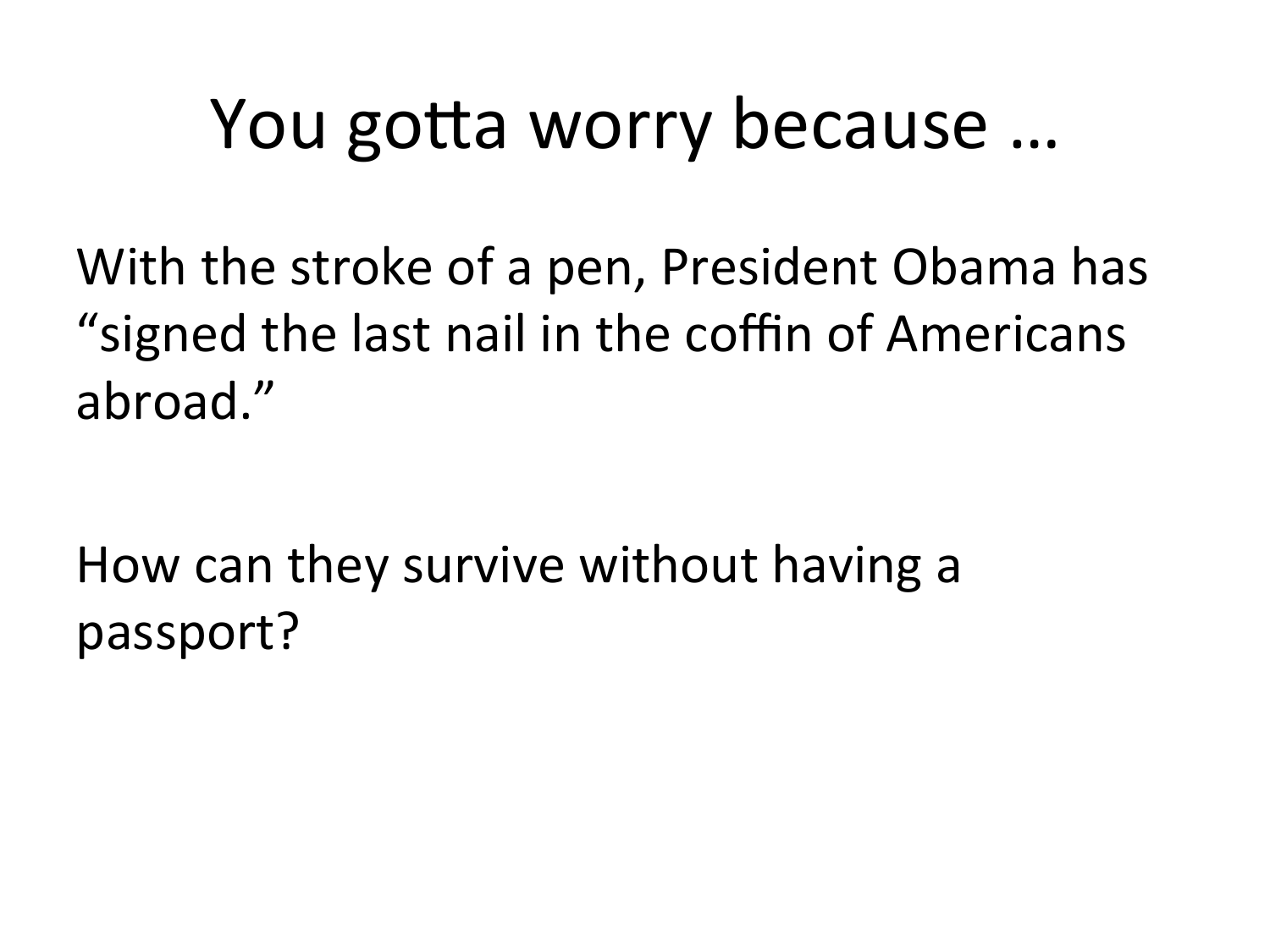# You gotta worry because …

With the stroke of a pen, President Obama has "signed the last nail in the coffin of Americans abroad."

How can they survive without having a passport?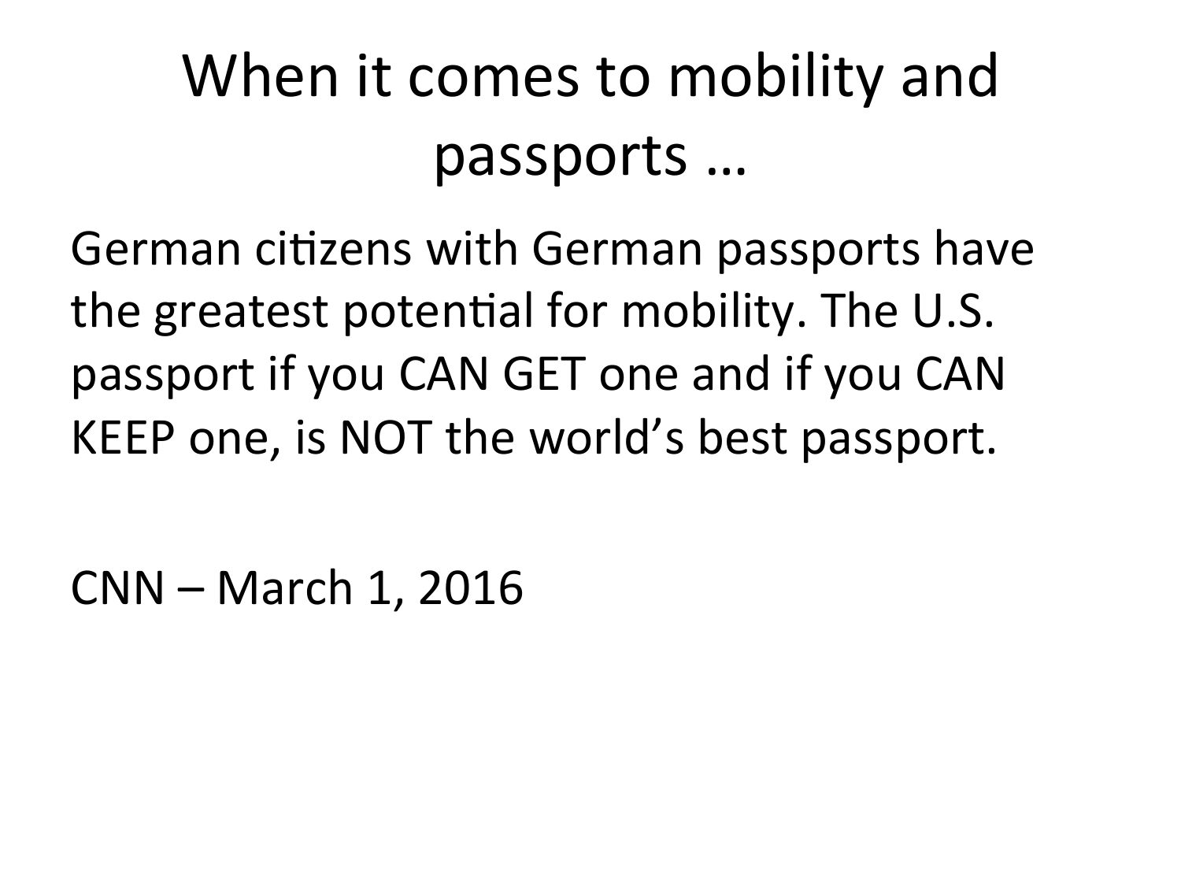# When it comes to mobility and passports …

German citizens with German passports have the greatest potential for mobility. The U.S. passport if you CAN GET one and if you CAN KEEP one, is NOT the world's best passport.

CNN – March 1, 2016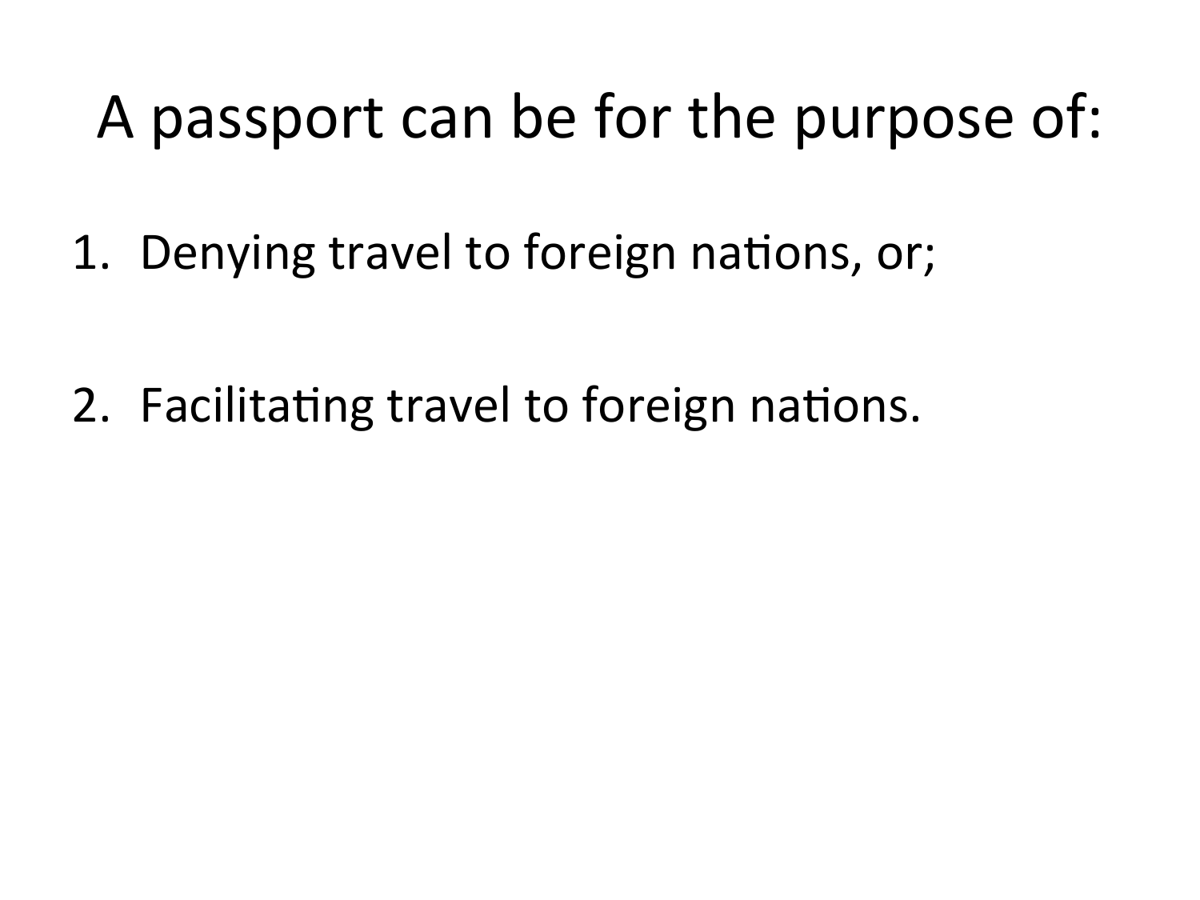# A passport can be for the purpose of:

1. Denying travel to foreign nations, or;

2. Facilitating travel to foreign nations.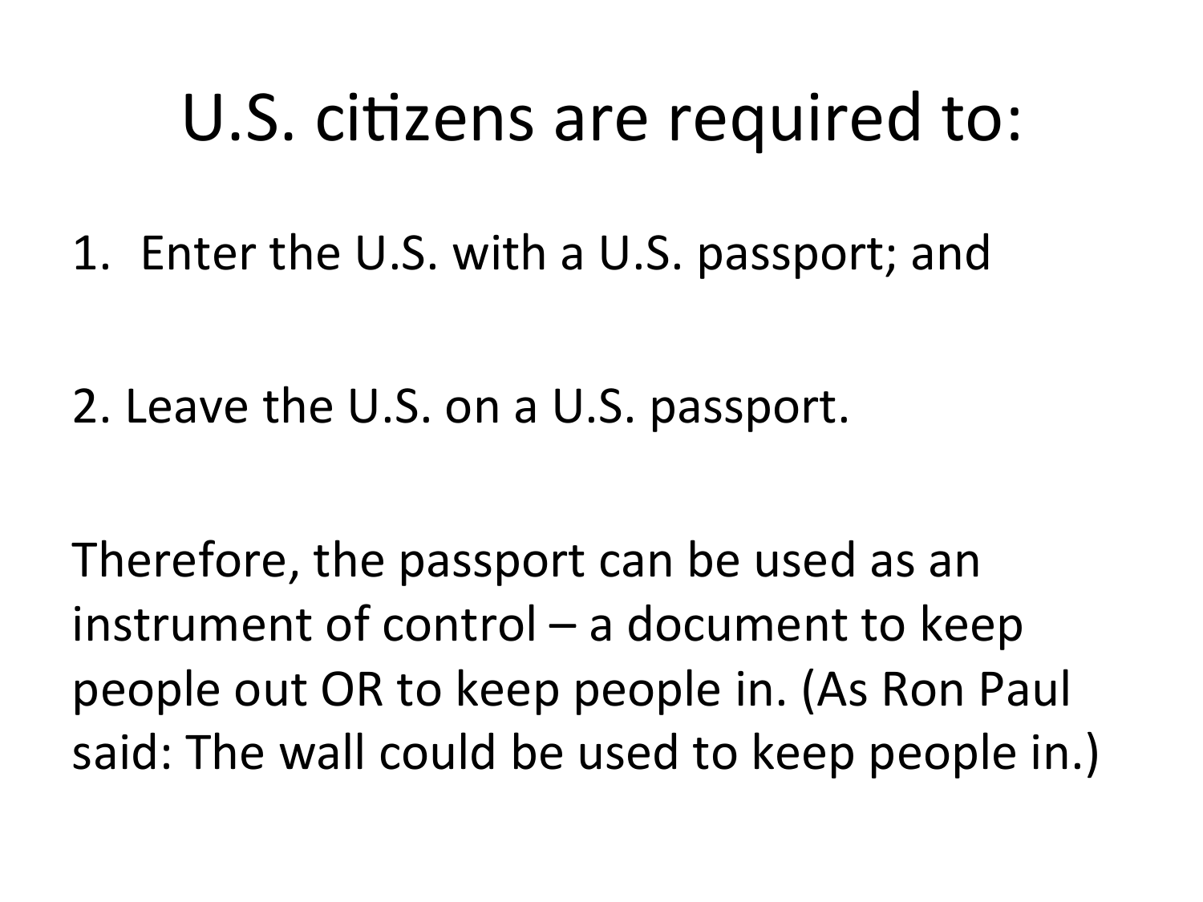# U.S. citizens are required to:

1. Enter the U.S. with a U.S. passport; and

2. Leave the U.S. on a U.S. passport.

Therefore, the passport can be used as an instrument of control – a document to keep people out OR to keep people in. (As Ron Paul said: The wall could be used to keep people in.)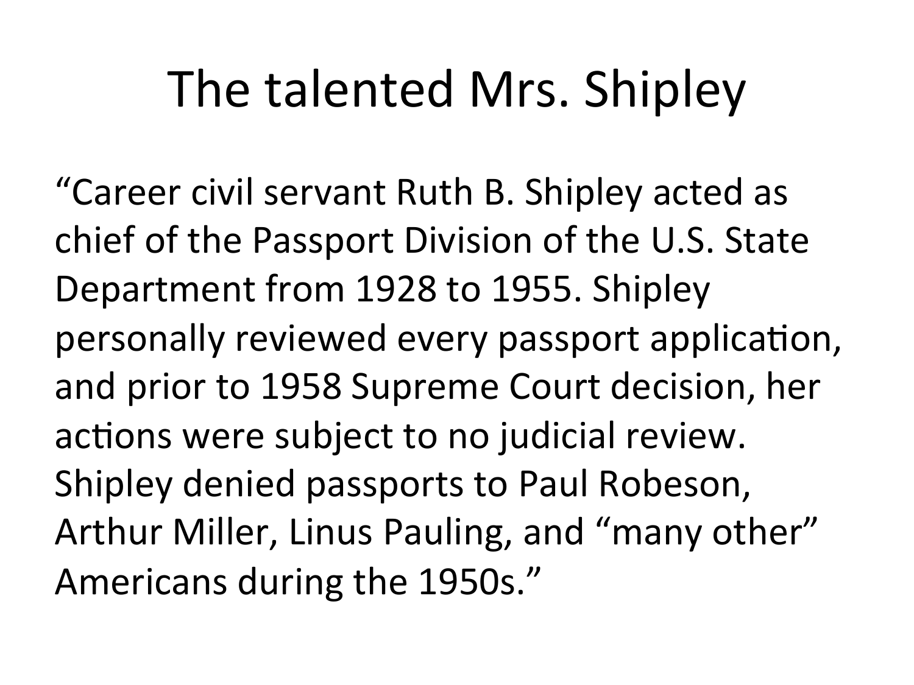# The talented Mrs. Shipley

"Career civil servant Ruth B. Shipley acted as chief of the Passport Division of the U.S. State Department from 1928 to 1955. Shipley personally reviewed every passport application, and prior to 1958 Supreme Court decision, her actions were subject to no judicial review. Shipley denied passports to Paul Robeson, Arthur Miller, Linus Pauling, and "many other" Americans during the 1950s."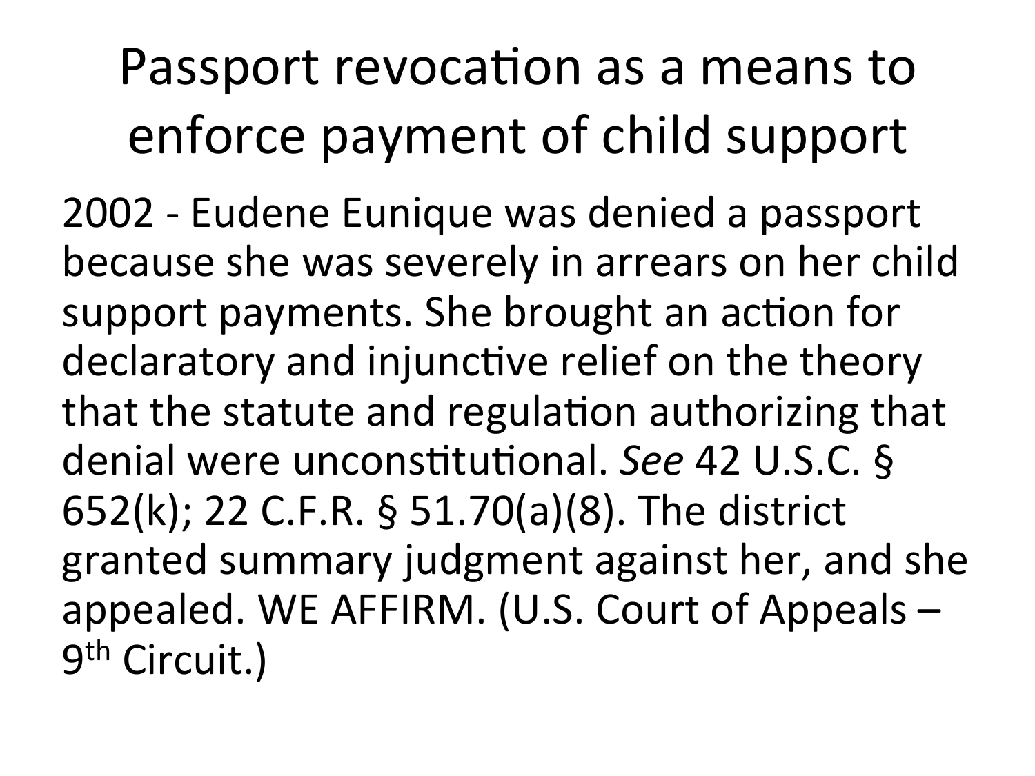# Passport revocation as a means to enforce payment of child support

2002 - Eudene Eunique was denied a passport because she was severely in arrears on her child support payments. She brought an action for declaratory and injunctive relief on the theory that the statute and regulation authorizing that denial were unconstitutional. *See* 42 U.S.C. § 652(k); 22 C.F.R. § 51.70(a)(8). The district granted summary judgment against her, and she appealed. WE AFFIRM. (U.S. Court of Appeals – 9th Circuit.)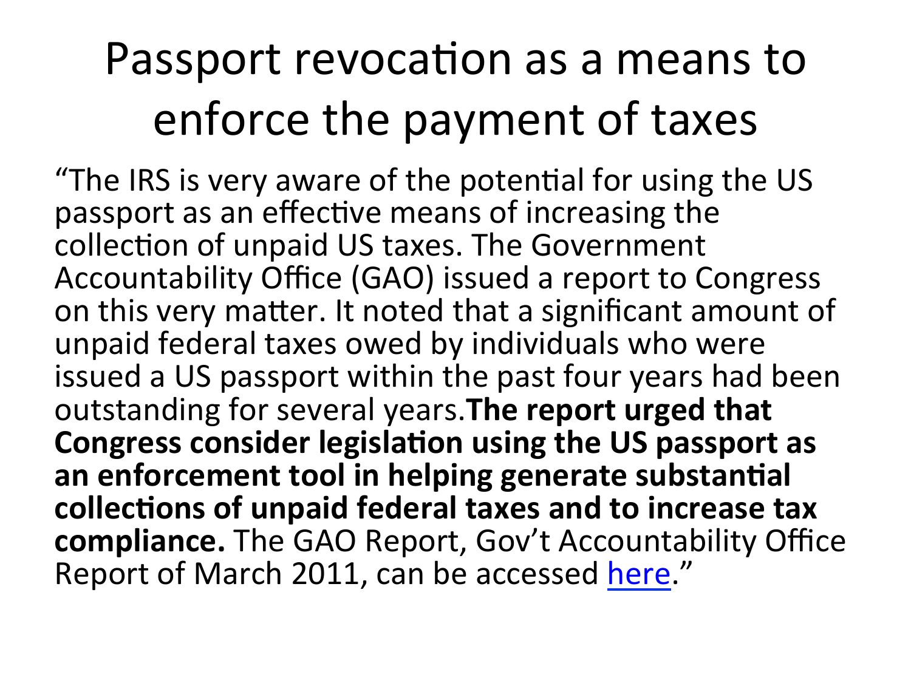# Passport revocation as a means to enforce the payment of taxes

"The IRS is very aware of the potential for using the US passport as an effective means of increasing the collection of unpaid US taxes. The Government Accountability Office (GAO) issued a report to Congress on this very matter. It noted that a significant amount of unpaid federal taxes owed by individuals who were issued a US passport within the past four years had been outstanding for several years.**The report urged that Congress consider legislation using the US passport as an enforcement tool in helping generate substantial collections of unpaid federal taxes and to increase tax compliance.** The GAO Report, Gov't Accountability Office Report of March 2011, can be accessed here."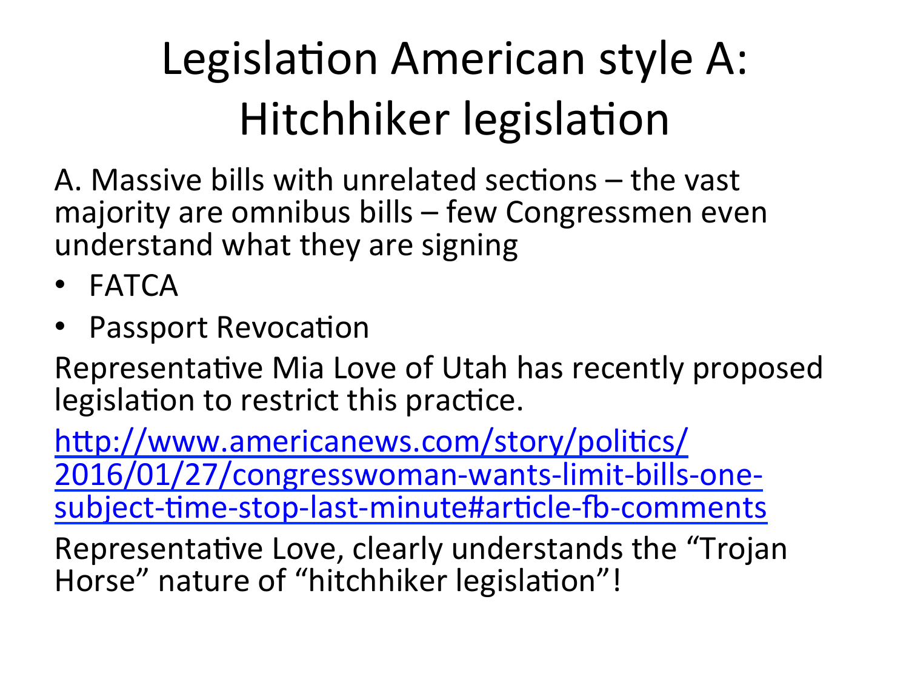# Legislation American style A: Hitchhiker legislation

A. Massive bills with unrelated sections – the vast majority are omnibus bills – few Congressmen even understand what they are signing

- FATCA
- Passport Revocation

Representative Mia Love of Utah has recently proposed legislation to restrict this practice.

[http://www.americanews.com/story/politics/2016/01/27/congresswoman-wants-limit-bills-one-subject-time-stop-last-minute#article-fb-comments](http://www.americanews.com/story/politics/2016/01/27/congresswoman-wants-limit-bills-one-subject-time-stop-last-minute#article-fb-comments)

Representative Love, clearly understands the "Trojan Horse" nature of "hitchhiker legislation"!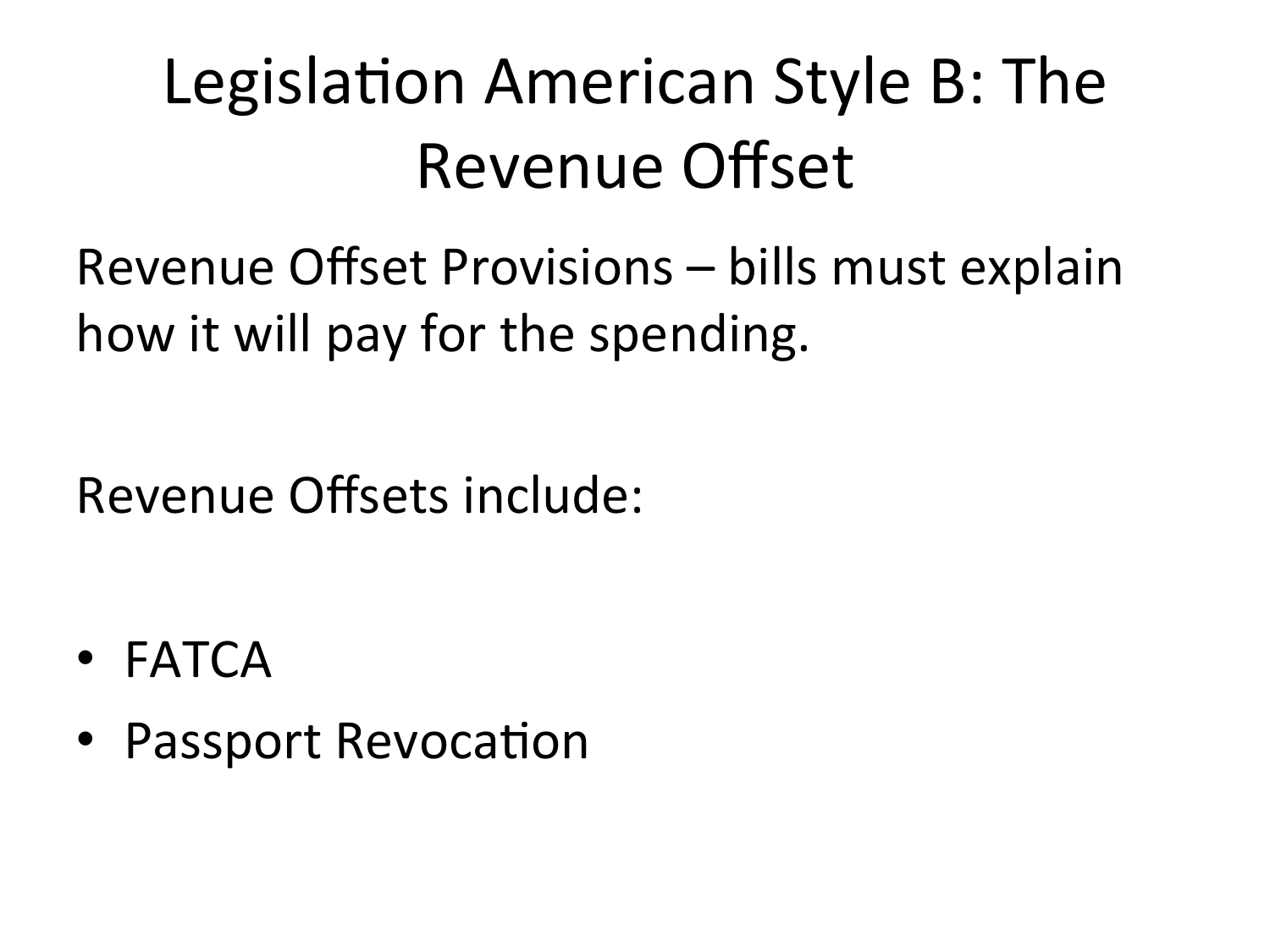# Legislation American Style B: The Revenue Offset

Revenue Offset Provisions – bills must explain how it will pay for the spending.

Revenue Offsets include:

- FATCA
- Passport Revocation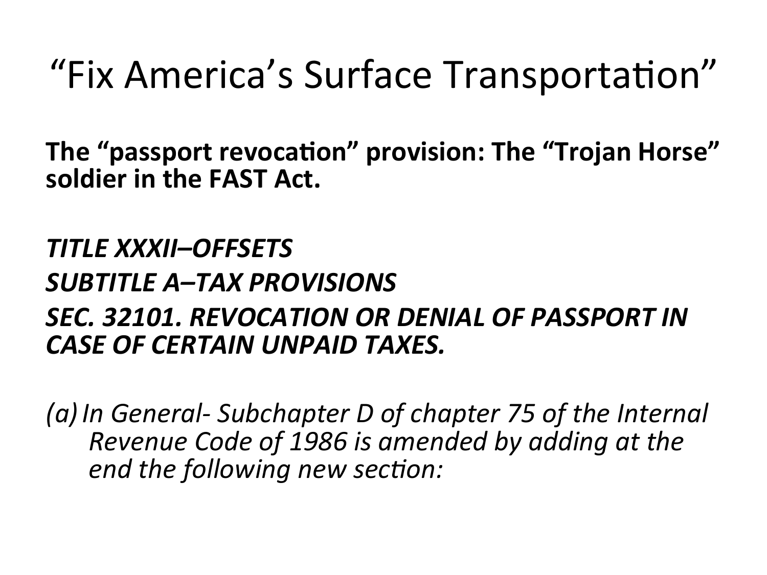# “Fix America’s Surface Transportation”

**The “passport revocation” provision: The “Trojan Horse” soldier in the FAST Act.**

***TITLE XXXII–OFFSETS***

***SUBTITLE A–TAX PROVISIONS***

***SEC. 32101. REVOCATION OR DENIAL OF PASSPORT IN CASE OF CERTAIN UNPAID TAXES.***

*(a) In General- Subchapter D of chapter 75 of the Internal Revenue Code of 1986 is amended by adding at the end the following new section:*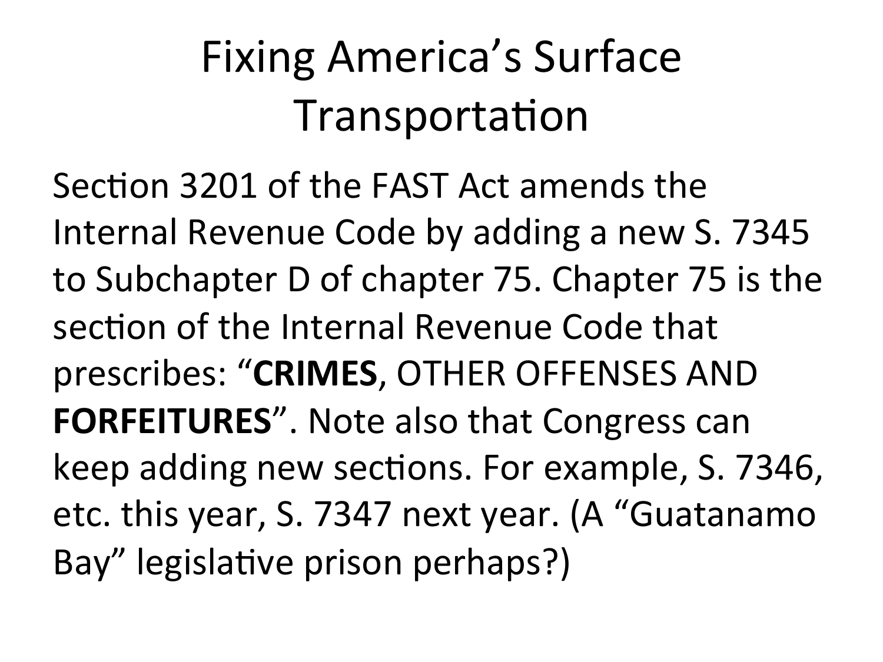# Fixing America's Surface Transportation

Section 3201 of the FAST Act amends the Internal Revenue Code by adding a new S. 7345 to Subchapter D of chapter 75. Chapter 75 is the section of the Internal Revenue Code that prescribes: "**CRIMES**, OTHER OFFENSES AND **FORFEITURES**". Note also that Congress can keep adding new sections. For example, S. 7346, etc. this year, S. 7347 next year. (A "Guatanamo Bay" legislative prison perhaps?)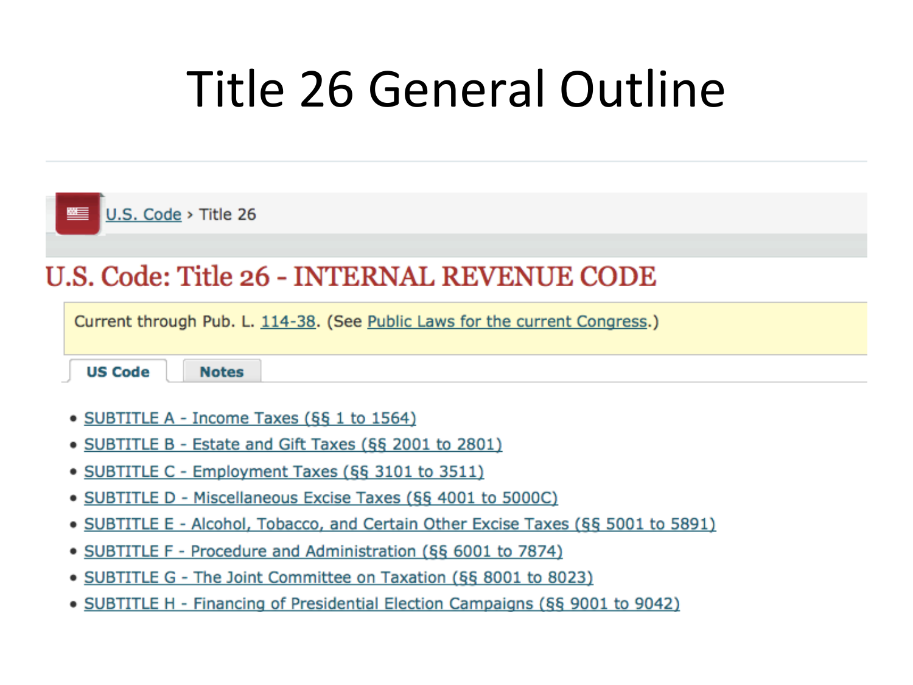# Title 26 General Outline

U.S. Code › Title 26

## U.S. Code: Title 26 - INTERNAL REVENUE CODE

Current through Pub. L. 114-38. (See Public Laws for the current Congress.)

US Code | Notes

- SUBTITLE A - Income Taxes (§§ 1 to 1564)
- SUBTITLE B - Estate and Gift Taxes (§§ 2001 to 2801)
- SUBTITLE C - Employment Taxes (§§ 3101 to 3511)
- SUBTITLE D - Miscellaneous Excise Taxes (§§ 4001 to 5000C)
- SUBTITLE E - Alcohol, Tobacco, and Certain Other Excise Taxes (§§ 5001 to 5891)
- SUBTITLE F - Procedure and Administration (§§ 6001 to 7874)
- SUBTITLE G - The Joint Committee on Taxation (§§ 8001 to 8023)
- SUBTITLE H - Financing of Presidential Election Campaigns (§§ 9001 to 9042)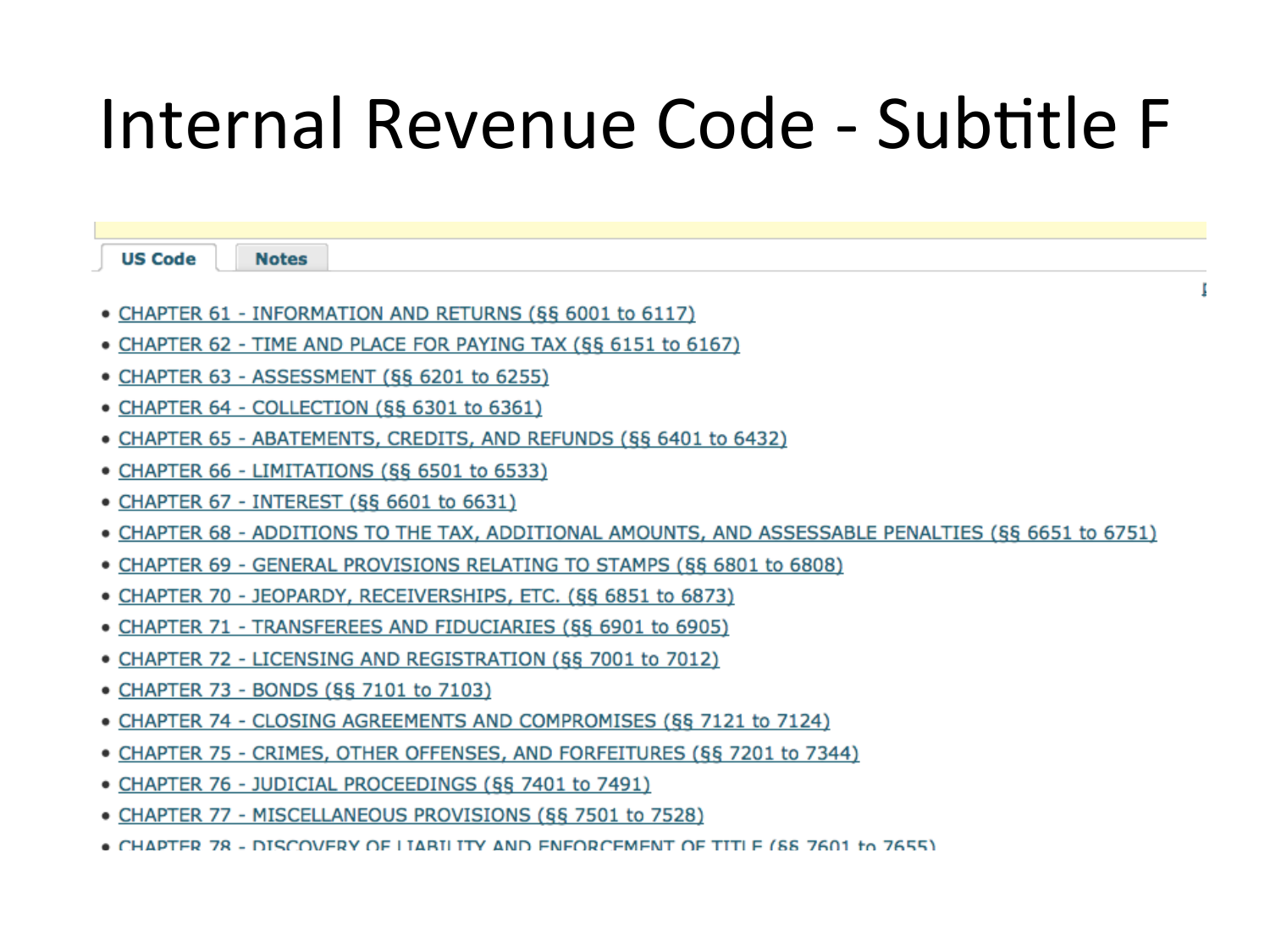# Internal Revenue Code - Subtitle F

US Code | Notes

- CHAPTER 61 - INFORMATION AND RETURNS (§§ 6001 to 6117)
- CHAPTER 62 - TIME AND PLACE FOR PAYING TAX (§§ 6151 to 6167)
- CHAPTER 63 - ASSESSMENT (§§ 6201 to 6255)
- CHAPTER 64 - COLLECTION (§§ 6301 to 6361)
- CHAPTER 65 - ABATEMENTS, CREDITS, AND REFUNDS (§§ 6401 to 6432)
- CHAPTER 66 - LIMITATIONS (§§ 6501 to 6533)
- CHAPTER 67 - INTEREST (§§ 6601 to 6631)
- CHAPTER 68 - ADDITIONS TO THE TAX, ADDITIONAL AMOUNTS, AND ASSESSABLE PENALTIES (§§ 6651 to 6751)
- CHAPTER 69 - GENERAL PROVISIONS RELATING TO STAMPS (§§ 6801 to 6808)
- CHAPTER 70 - JEOPARDY, RECEIVERSHIPS, ETC. (§§ 6851 to 6873)
- CHAPTER 71 - TRANSFEREES AND FIDUCIARIES (§§ 6901 to 6905)
- CHAPTER 72 - LICENSING AND REGISTRATION (§§ 7001 to 7012)
- CHAPTER 73 - BONDS (§§ 7101 to 7103)
- CHAPTER 74 - CLOSING AGREEMENTS AND COMPROMISES (§§ 7121 to 7124)
- CHAPTER 75 - CRIMES, OTHER OFFENSES, AND FORFEITURES (§§ 7201 to 7344)
- CHAPTER 76 - JUDICIAL PROCEEDINGS (§§ 7401 to 7491)
- CHAPTER 77 - MISCELLANEOUS PROVISIONS (§§ 7501 to 7528)
- CHAPTER 78 - DISCOVERY OF LIABILITY AND ENFORCEMENT OF TITLE (§§ 7601 to 7655)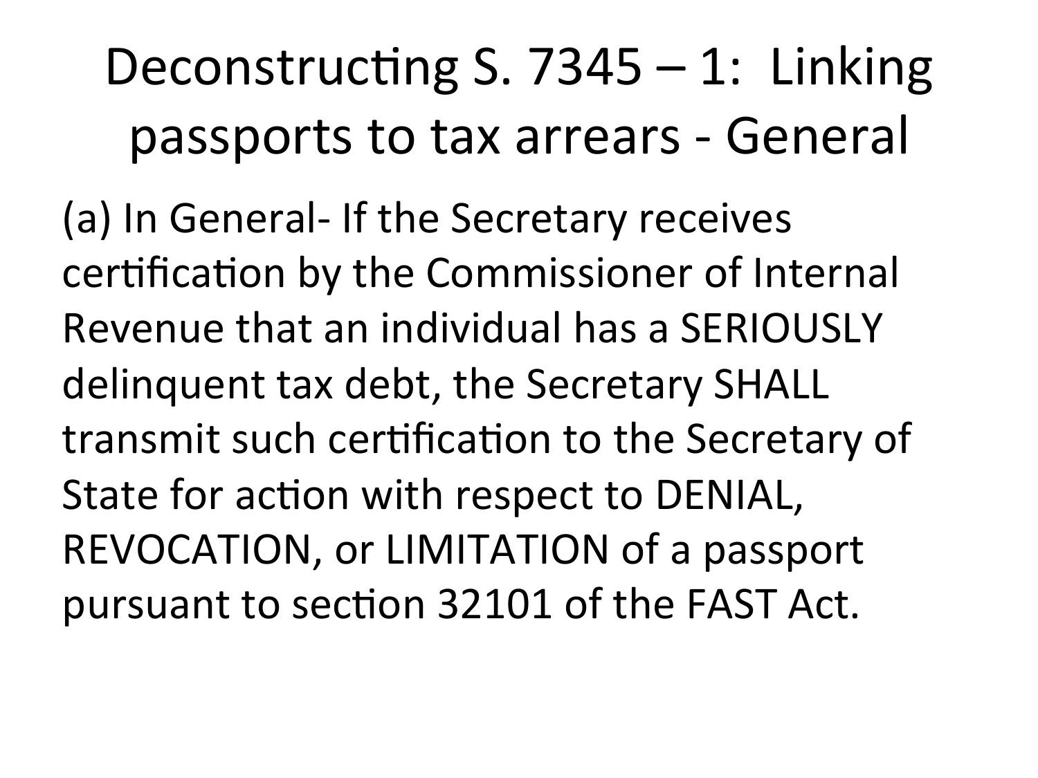# Deconstructing S. 7345 – 1: Linking passports to tax arrears - General

(a) In General- If the Secretary receives certification by the Commissioner of Internal Revenue that an individual has a SERIOUSLY delinquent tax debt, the Secretary SHALL transmit such certification to the Secretary of State for action with respect to DENIAL, REVOCATION, or LIMITATION of a passport pursuant to section 32101 of the FAST Act.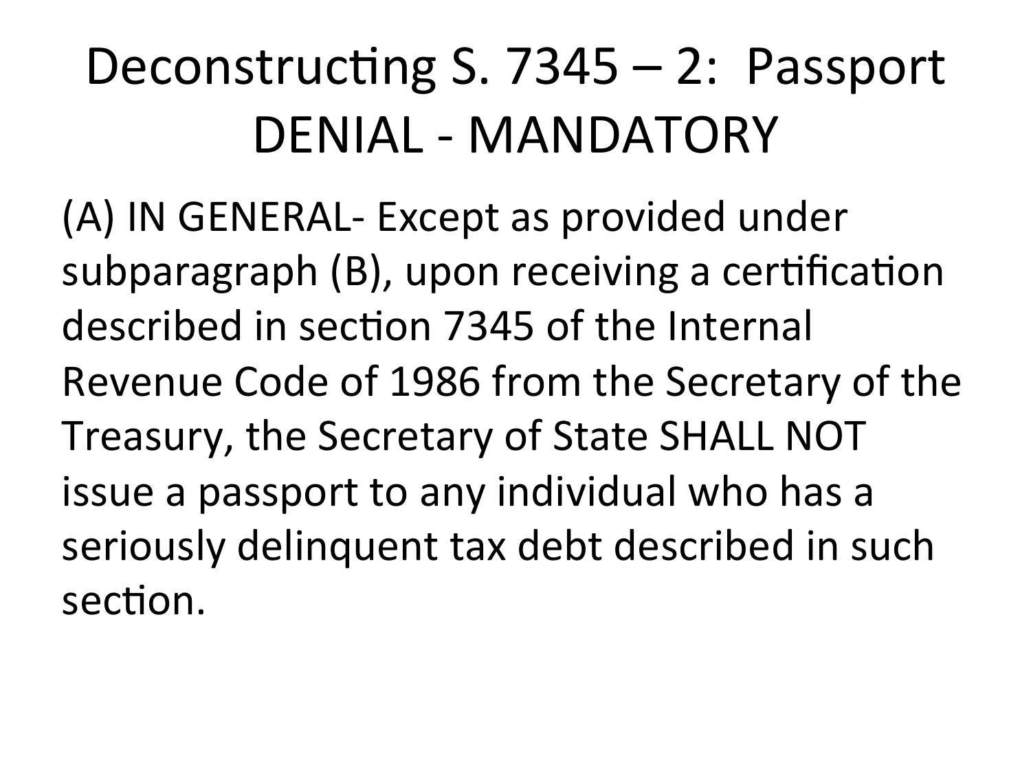# Deconstructing S. 7345 – 2: Passport DENIAL - MANDATORY

(A) IN GENERAL- Except as provided under subparagraph (B), upon receiving a certification described in section 7345 of the Internal Revenue Code of 1986 from the Secretary of the Treasury, the Secretary of State SHALL NOT issue a passport to any individual who has a seriously delinquent tax debt described in such section.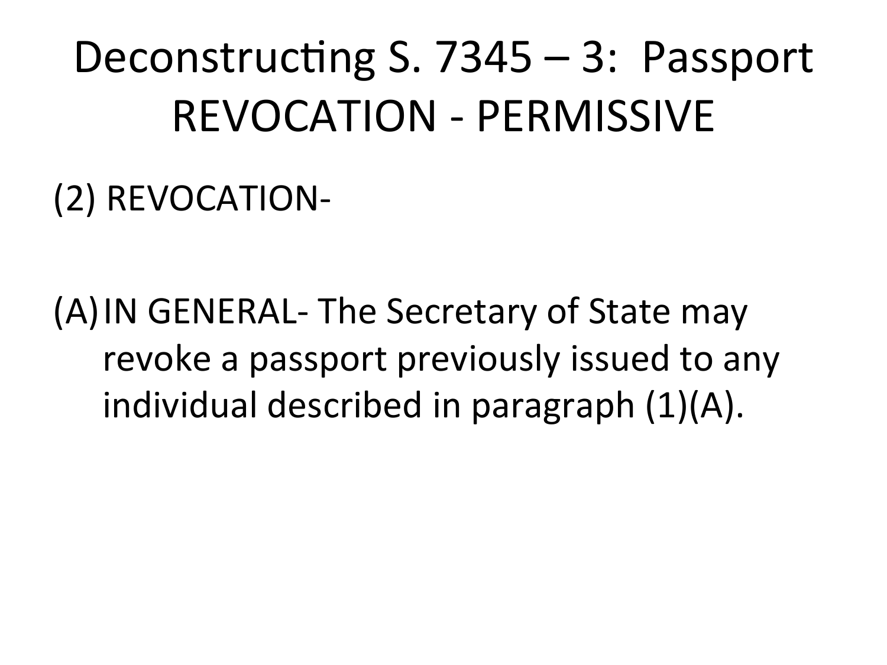# Deconstructing S. 7345 – 3: Passport REVOCATION - PERMISSIVE

(2) REVOCATION-

(A) IN GENERAL- The Secretary of State may revoke a passport previously issued to any individual described in paragraph (1)(A).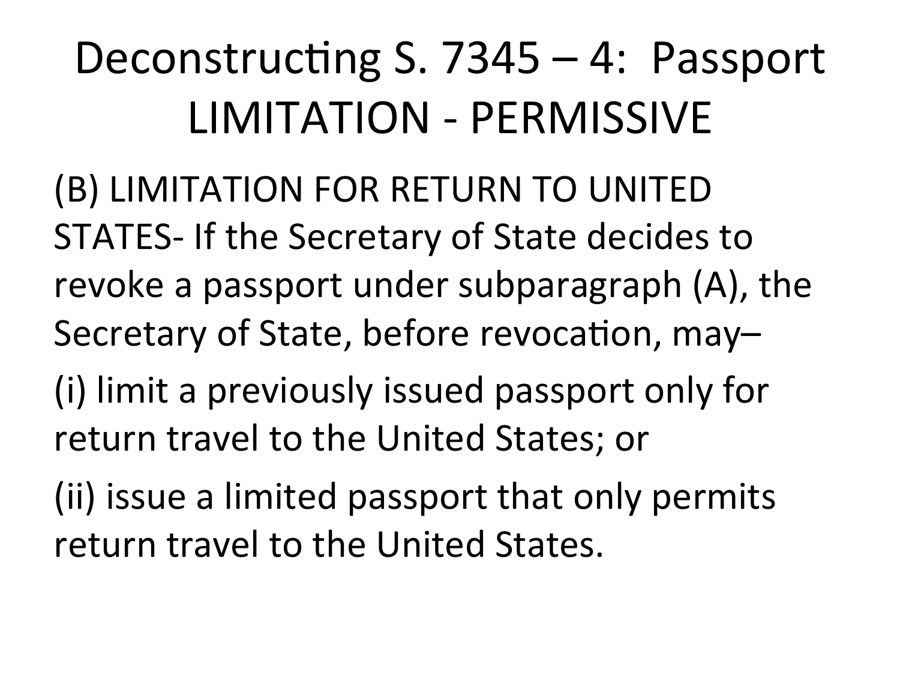# Deconstructing S. 7345 – 4: Passport LIMITATION - PERMISSIVE

(B) LIMITATION FOR RETURN TO UNITED STATES- If the Secretary of State decides to revoke a passport under subparagraph (A), the Secretary of State, before revocation, may–

(i) limit a previously issued passport only for return travel to the United States; or

(ii) issue a limited passport that only permits return travel to the United States.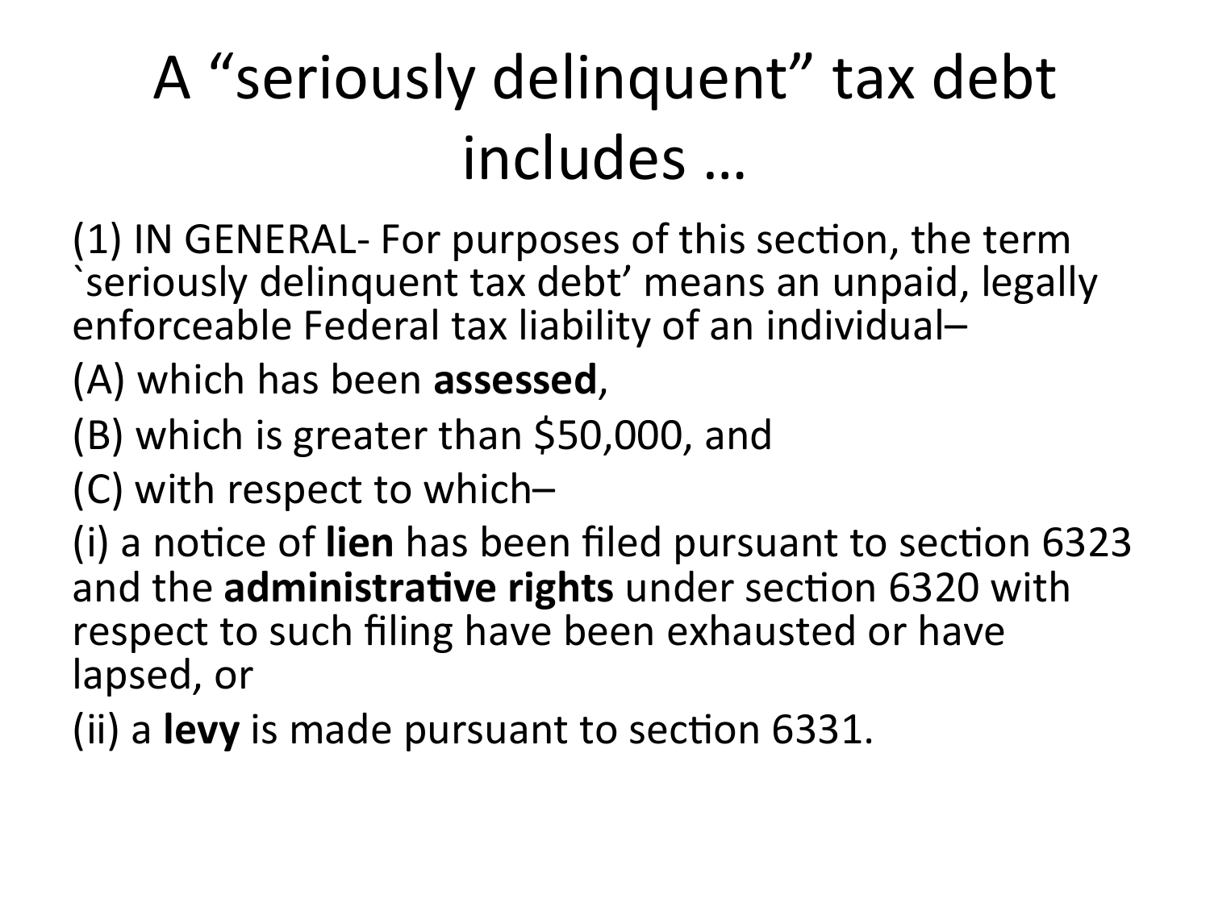# A “seriously delinquent” tax debt includes …

(1) IN GENERAL- For purposes of this section, the term `seriously delinquent tax debt’ means an unpaid, legally enforceable Federal tax liability of an individual–

(A) which has been **assessed**,

(B) which is greater than $50,000, and

(C) with respect to which–

(i) a notice of **lien** has been filed pursuant to section 6323 and the **administrative rights** under section 6320 with respect to such filing have been exhausted or have lapsed, or

(ii) a **levy** is made pursuant to section 6331.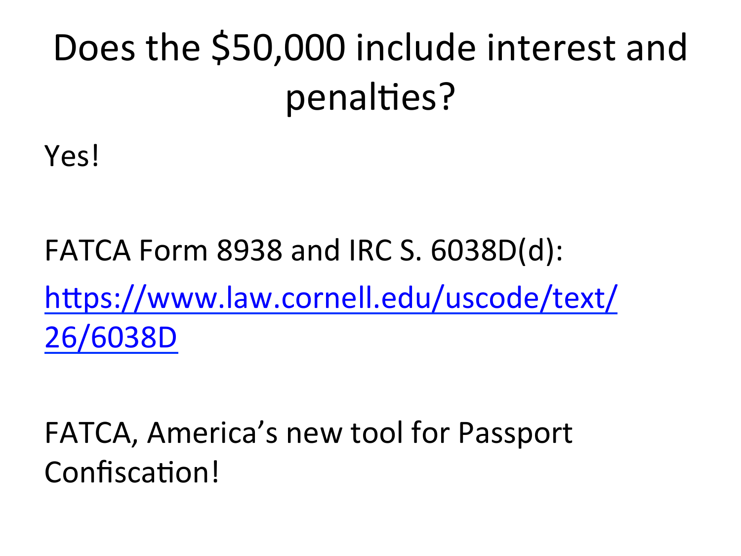# Does the $50,000 include interest and penalties?

Yes!

FATCA Form 8938 and IRC S. 6038D(d):

[https://www.law.cornell.edu/uscode/text/26/6038D](https://www.law.cornell.edu/uscode/text/26/6038D)

FATCA, America's new tool for Passport Confiscation!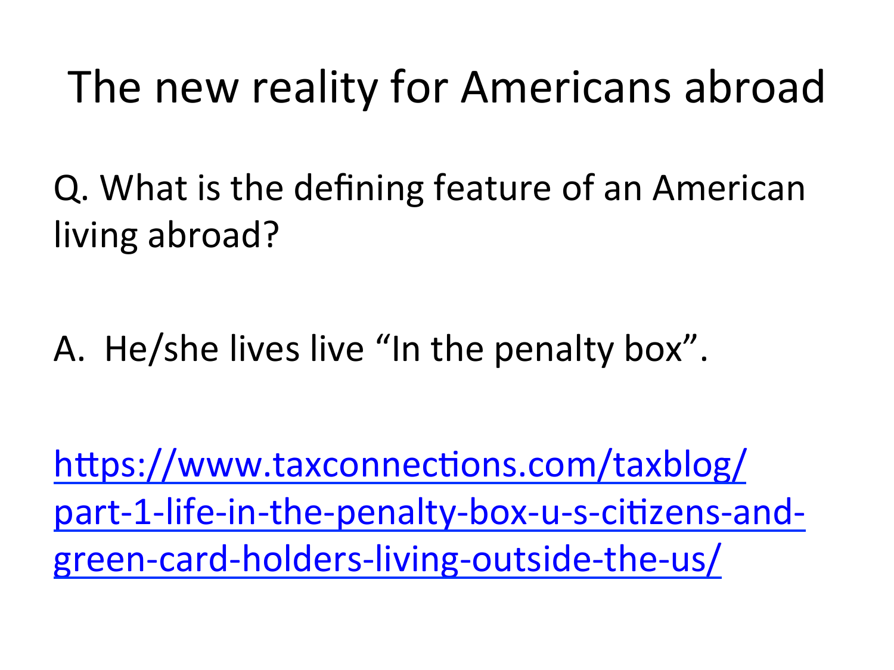# The new reality for Americans abroad

Q. What is the defining feature of an American living abroad?

A. He/she lives live "In the penalty box".

[https://www.taxconnections.com/taxblog/part-1-life-in-the-penalty-box-u-s-citizens-and-green-card-holders-living-outside-the-us/](https://www.taxconnections.com/taxblog/part-1-life-in-the-penalty-box-u-s-citizens-and-green-card-holders-living-outside-the-us/)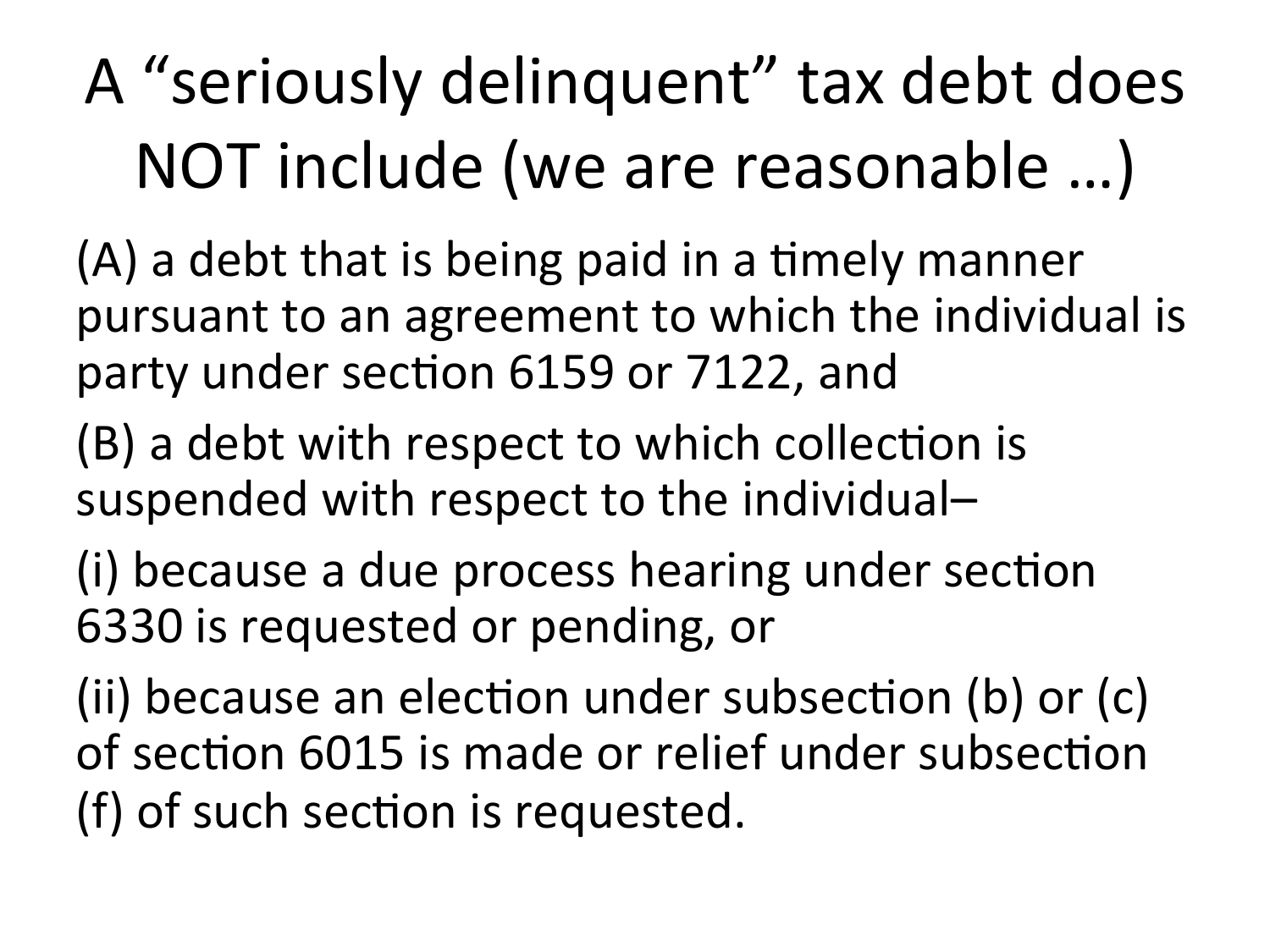# A "seriously delinquent" tax debt does NOT include (we are reasonable …)

(A) a debt that is being paid in a timely manner pursuant to an agreement to which the individual is party under section 6159 or 7122, and

(B) a debt with respect to which collection is suspended with respect to the individual–

(i) because a due process hearing under section 6330 is requested or pending, or

(ii) because an election under subsection (b) or (c) of section 6015 is made or relief under subsection (f) of such section is requested.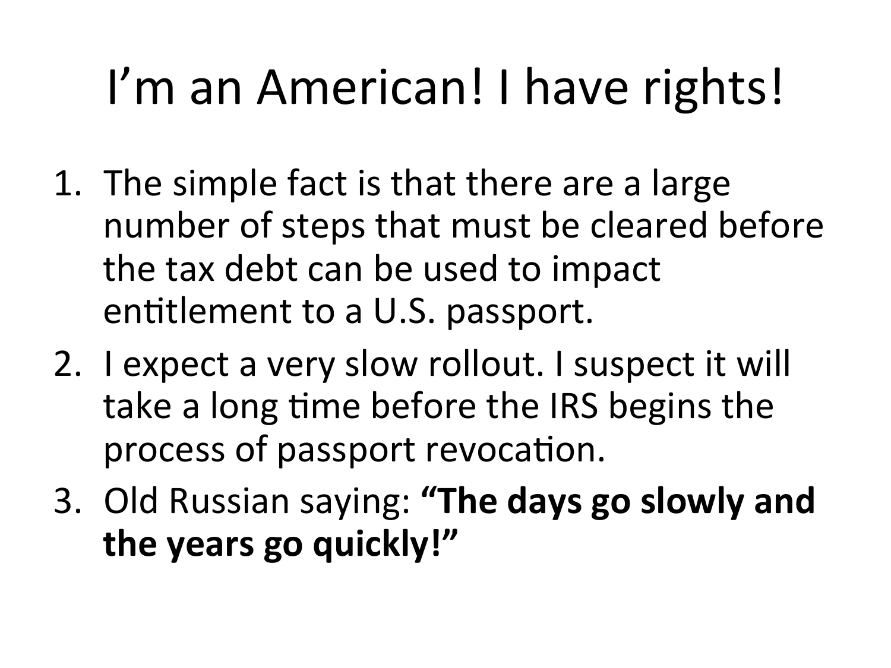# I’m an American! I have rights!

1. The simple fact is that there are a large number of steps that must be cleared before the tax debt can be used to impact entitlement to a U.S. passport.
2. I expect a very slow rollout. I suspect it will take a long time before the IRS begins the process of passport revocation.
3. Old Russian saying: **“The days go slowly and the years go quickly!”**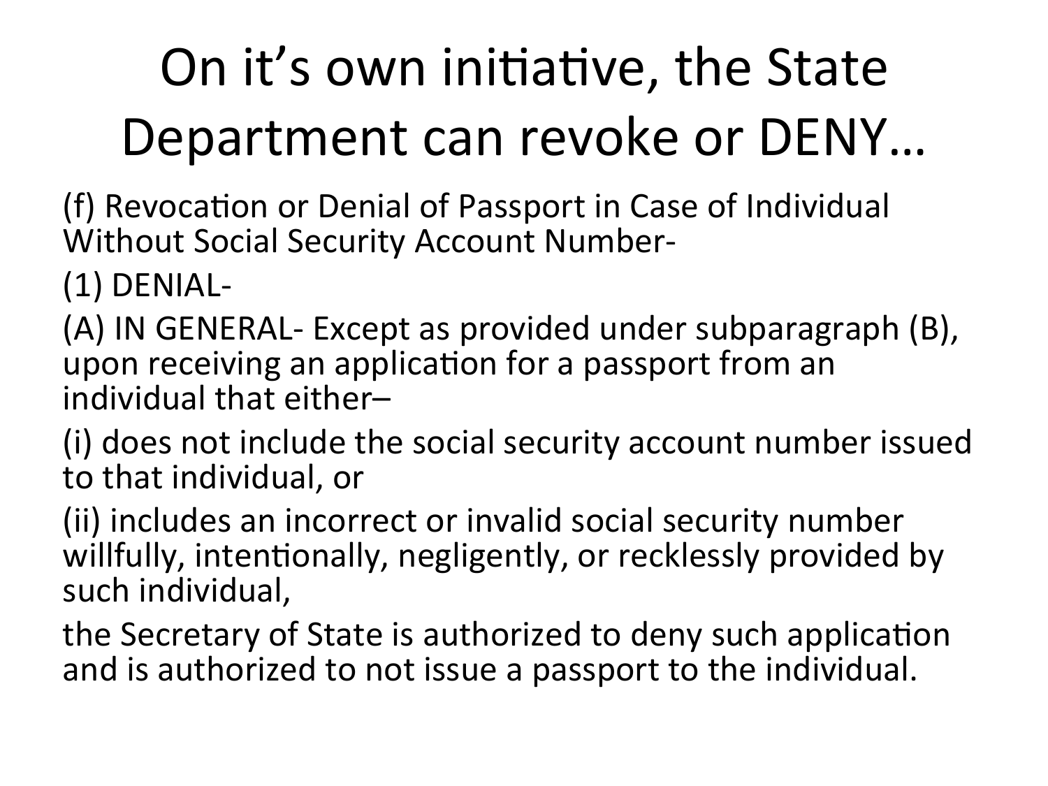# On it's own initiative, the State Department can revoke or DENY…

(f) Revocation or Denial of Passport in Case of Individual Without Social Security Account Number-

(1) DENIAL-

(A) IN GENERAL- Except as provided under subparagraph (B), upon receiving an application for a passport from an individual that either–

(i) does not include the social security account number issued to that individual, or

(ii) includes an incorrect or invalid social security number willfully, intentionally, negligently, or recklessly provided by such individual,

the Secretary of State is authorized to deny such application and is authorized to not issue a passport to the individual.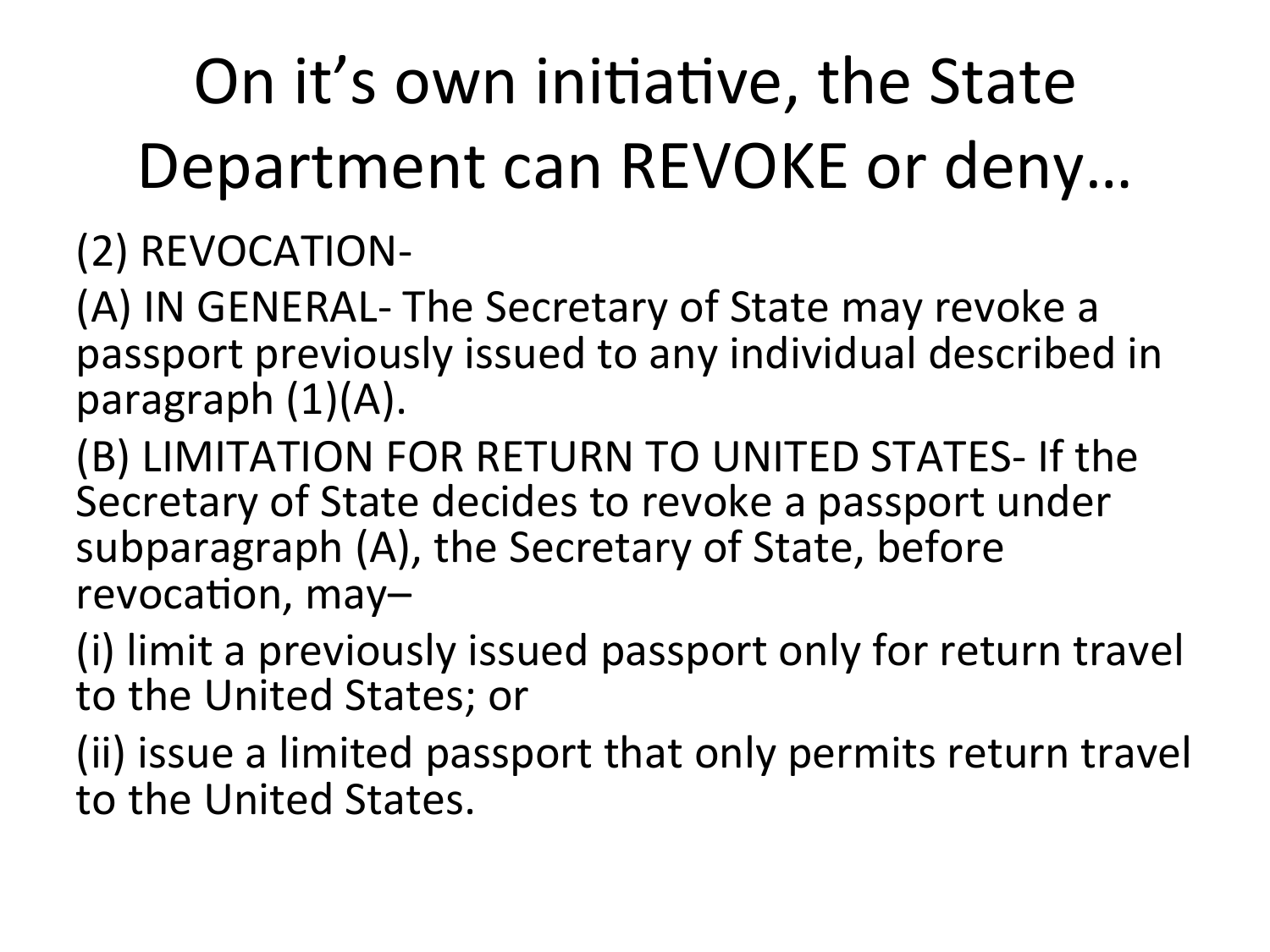# On it's own initiative, the State Department can REVOKE or deny…

(2) REVOCATION-

(A) IN GENERAL- The Secretary of State may revoke a passport previously issued to any individual described in paragraph (1)(A).

(B) LIMITATION FOR RETURN TO UNITED STATES- If the Secretary of State decides to revoke a passport under subparagraph (A), the Secretary of State, before revocation, may–

(i) limit a previously issued passport only for return travel to the United States; or

(ii) issue a limited passport that only permits return travel to the United States.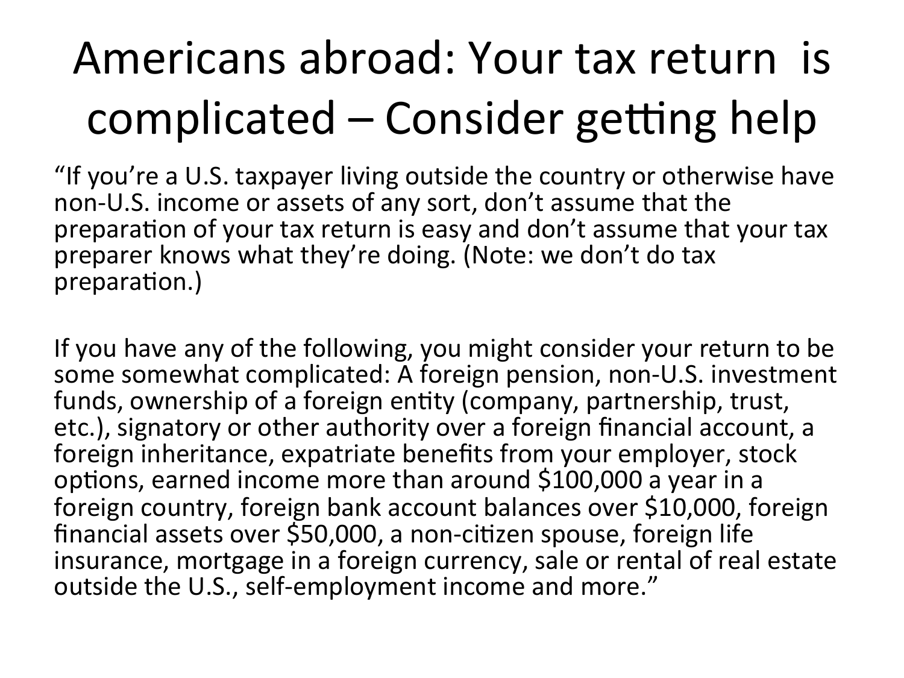# Americans abroad: Your tax return is complicated – Consider getting help

"If you're a U.S. taxpayer living outside the country or otherwise have non-U.S. income or assets of any sort, don't assume that the preparation of your tax return is easy and don't assume that your tax preparer knows what they're doing. (Note: we don't do tax preparation.)

If you have any of the following, you might consider your return to be some somewhat complicated: A foreign pension, non-U.S. investment funds, ownership of a foreign entity (company, partnership, trust, etc.), signatory or other authority over a foreign financial account, a foreign inheritance, expatriate benefits from your employer, stock options, earned income more than around $100,000 a year in a foreign country, foreign bank account balances over $10,000, foreign financial assets over $50,000, a non-citizen spouse, foreign life insurance, mortgage in a foreign currency, sale or rental of real estate outside the U.S., self-employment income and more."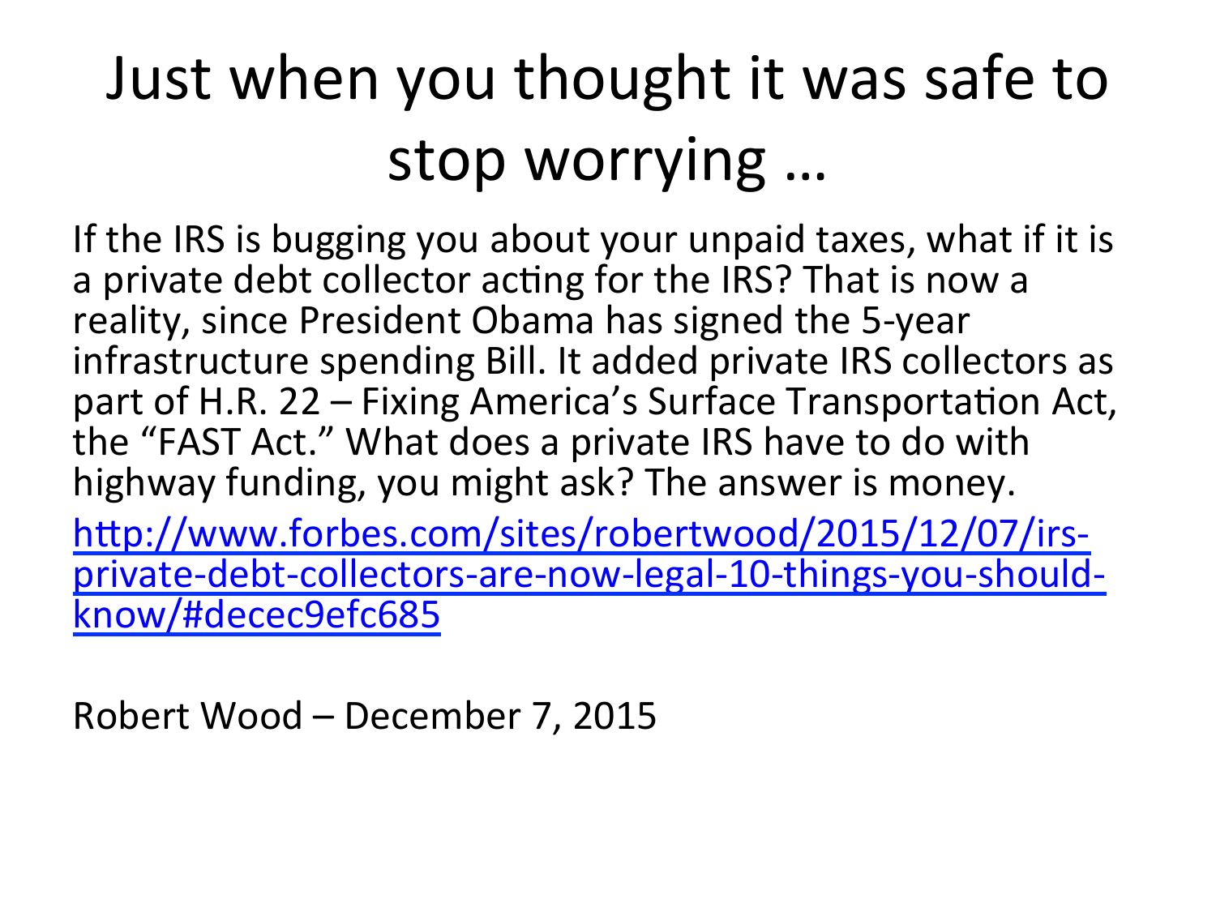# Just when you thought it was safe to stop worrying …

If the IRS is bugging you about your unpaid taxes, what if it is a private debt collector acting for the IRS? That is now a reality, since President Obama has signed the 5-year infrastructure spending Bill. It added private IRS collectors as part of H.R. 22 – Fixing America's Surface Transportation Act, the "FAST Act." What does a private IRS have to do with highway funding, you might ask? The answer is money.

[http://www.forbes.com/sites/robertwood/2015/12/07/irs-private-debt-collectors-are-now-legal-10-things-you-should-know/#decec9efc685](http://www.forbes.com/sites/robertwood/2015/12/07/irs-private-debt-collectors-are-now-legal-10-things-you-should-know/#decec9efc685)

Robert Wood – December 7, 2015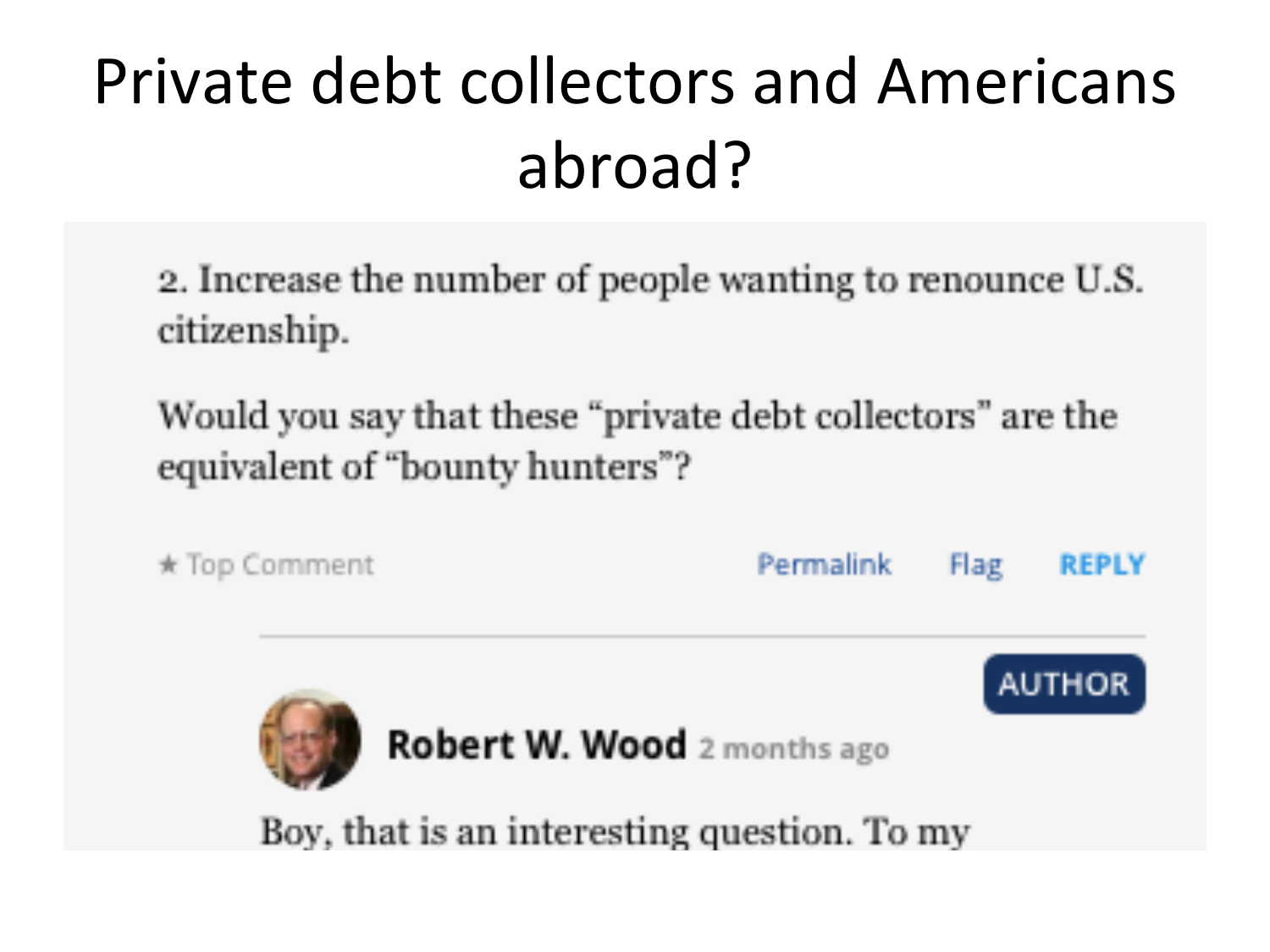# Private debt collectors and Americans abroad?

2. Increase the number of people wanting to renounce U.S. citizenship.

Would you say that these "private debt collectors" are the equivalent of "bounty hunters"?

★ Top Comment Permalink Flag REPLY

AUTHOR

**Robert W. Wood** 2 months ago

Boy, that is an interesting question. To my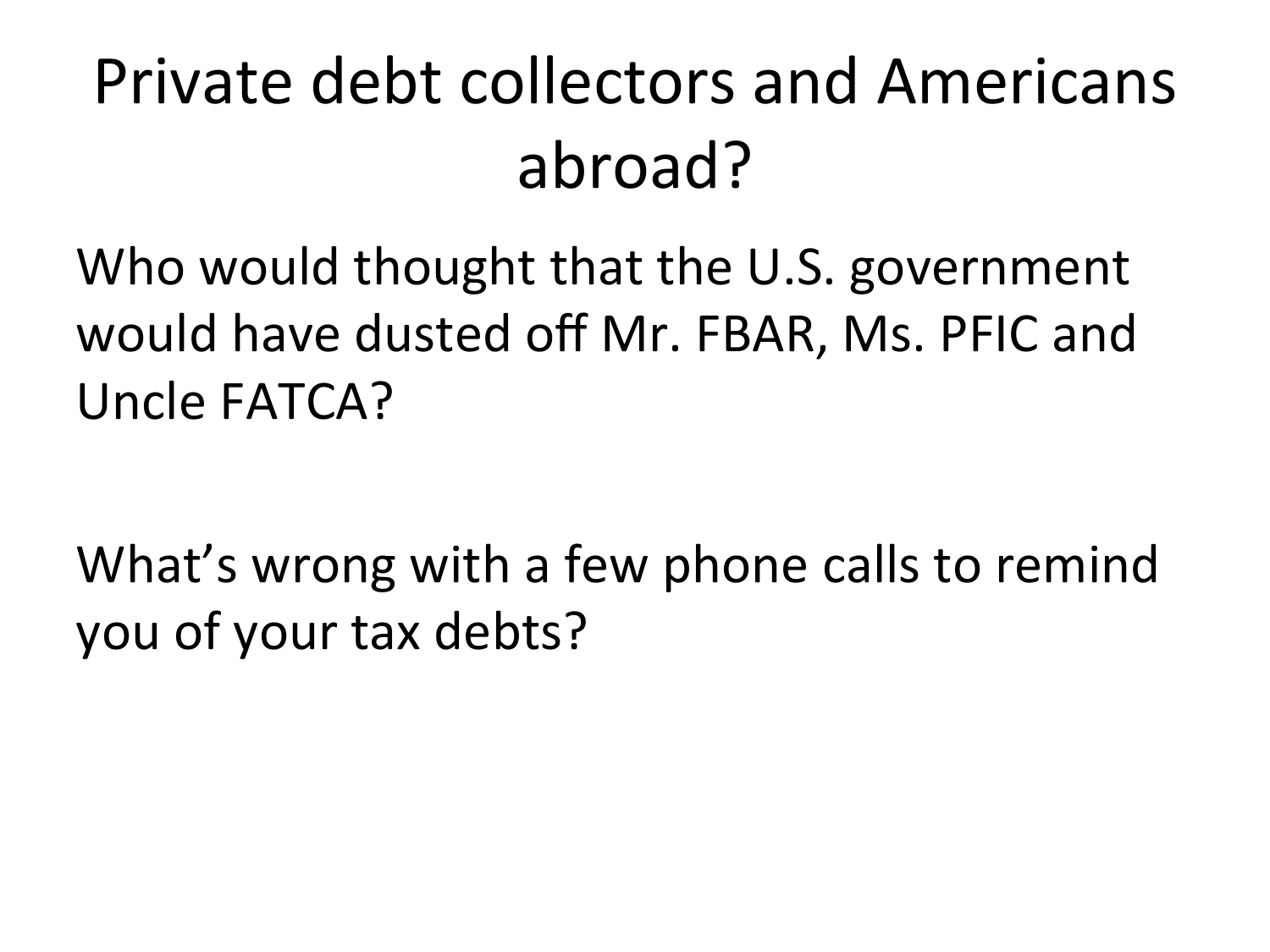# Private debt collectors and Americans abroad?

Who would thought that the U.S. government would have dusted off Mr. FBAR, Ms. PFIC and Uncle FATCA?

What's wrong with a few phone calls to remind you of your tax debts?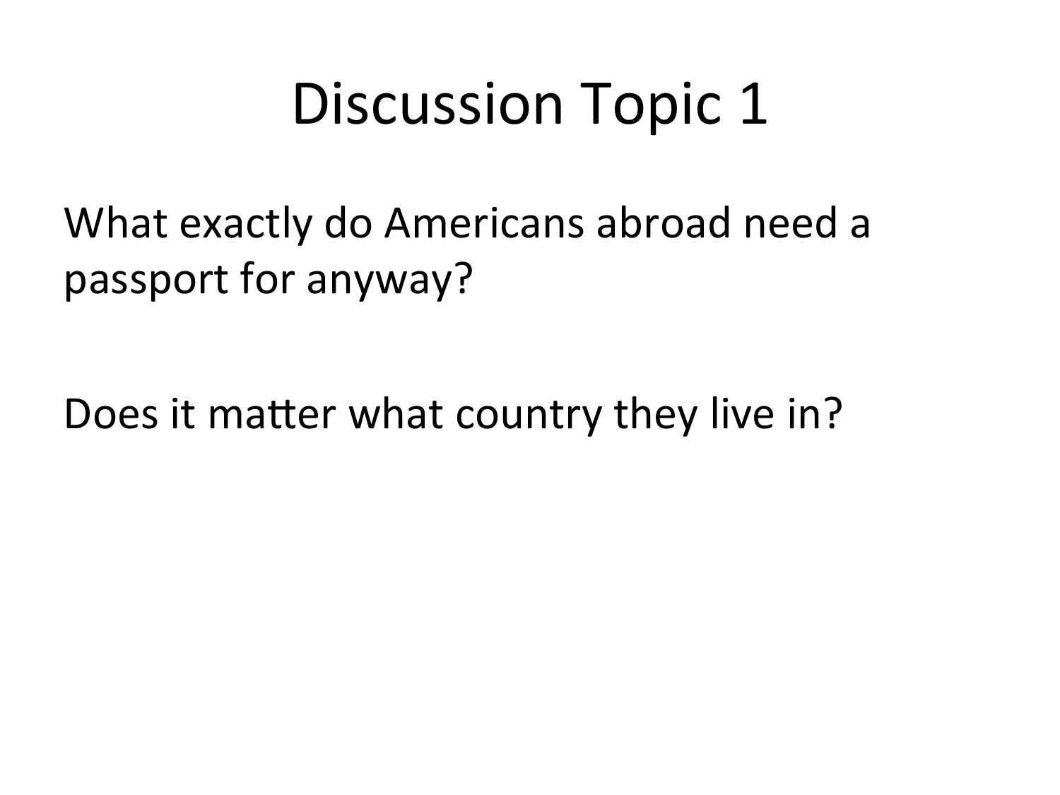# Discussion Topic 1

What exactly do Americans abroad need a passport for anyway?

Does it matter what country they live in?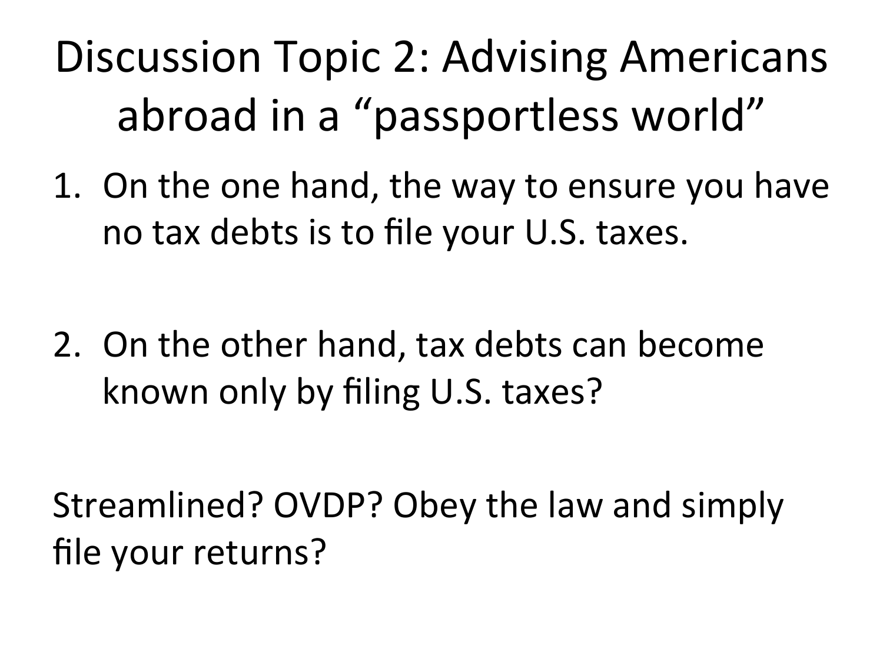# Discussion Topic 2: Advising Americans abroad in a "passportless world"

1. On the one hand, the way to ensure you have no tax debts is to file your U.S. taxes.

2. On the other hand, tax debts can become known only by filing U.S. taxes?

Streamlined? OVDP? Obey the law and simply file your returns?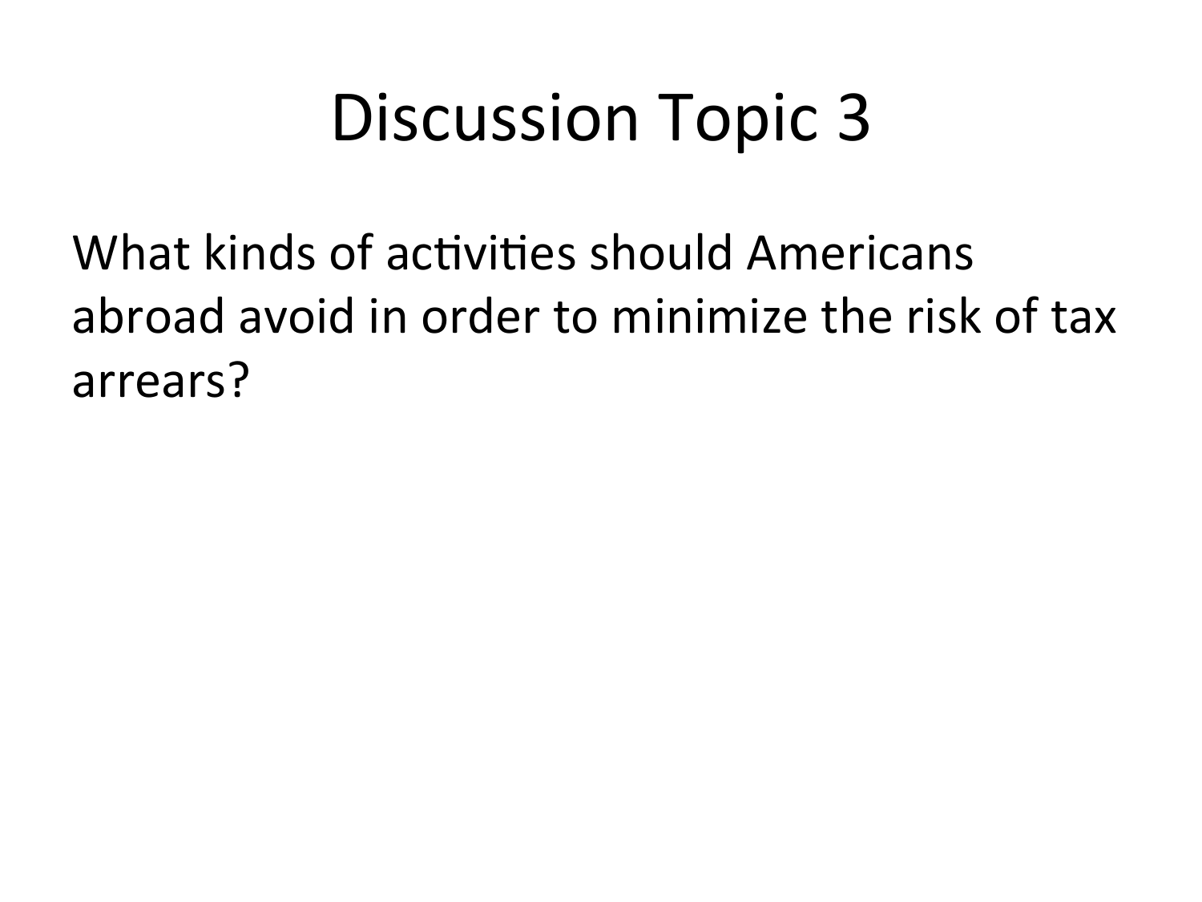# Discussion Topic 3

What kinds of activities should Americans abroad avoid in order to minimize the risk of tax arrears?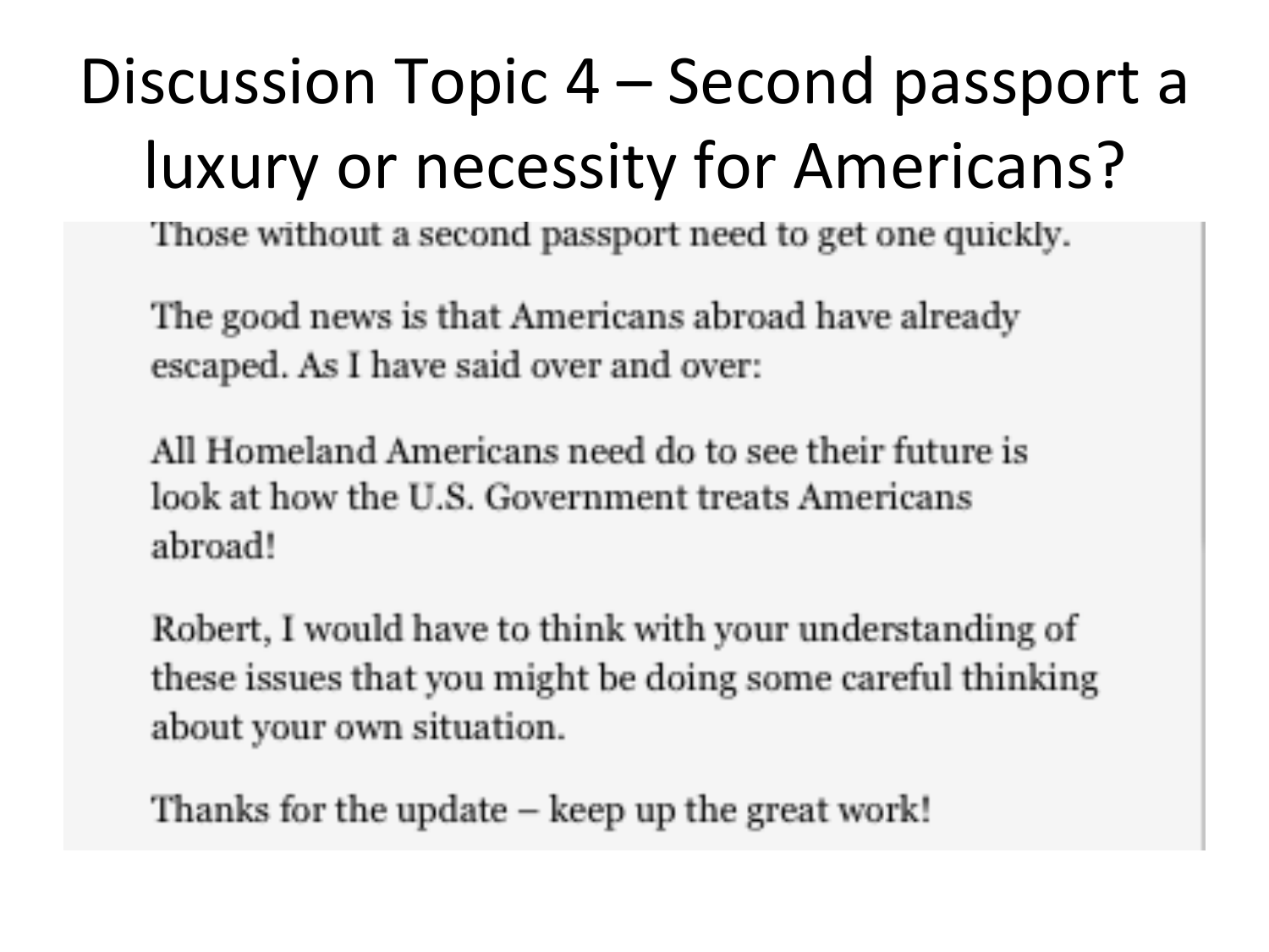# Discussion Topic 4 – Second passport a luxury or necessity for Americans?

Those without a second passport need to get one quickly.

The good news is that Americans abroad have already escaped. As I have said over and over:

All Homeland Americans need do to see their future is look at how the U.S. Government treats Americans abroad!

Robert, I would have to think with your understanding of these issues that you might be doing some careful thinking about your own situation.

Thanks for the update – keep up the great work!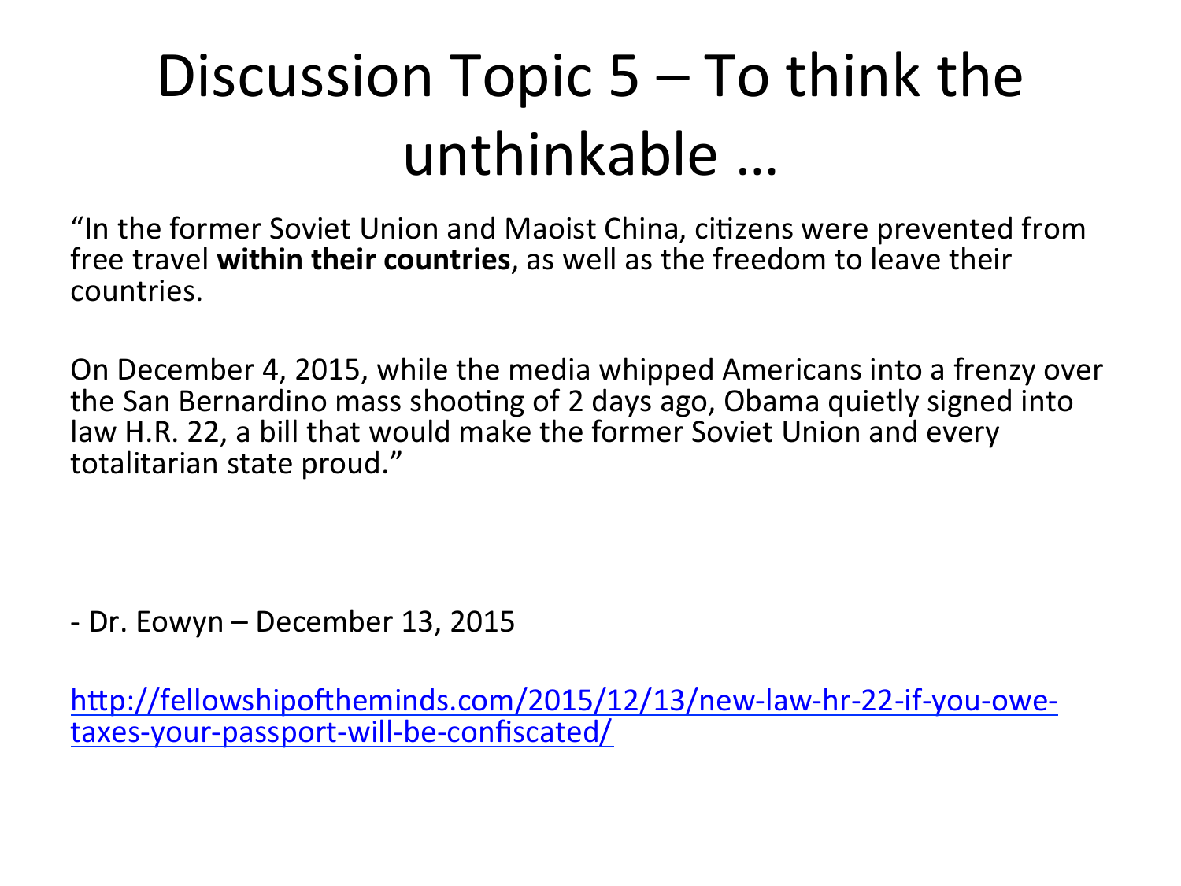# Discussion Topic 5 – To think the unthinkable …

"In the former Soviet Union and Maoist China, citizens were prevented from free travel **within their countries**, as well as the freedom to leave their countries.

On December 4, 2015, while the media whipped Americans into a frenzy over the San Bernardino mass shooting of 2 days ago, Obama quietly signed into law H.R. 22, a bill that would make the former Soviet Union and every totalitarian state proud."

- Dr. Eowyn – December 13, 2015

[http://fellowshipoftheminds.com/2015/12/13/new-law-hr-22-if-you-owe-taxes-your-passport-will-be-confiscated/](http://fellowshipoftheminds.com/2015/12/13/new-law-hr-22-if-you-owe-taxes-your-passport-will-be-confiscated/)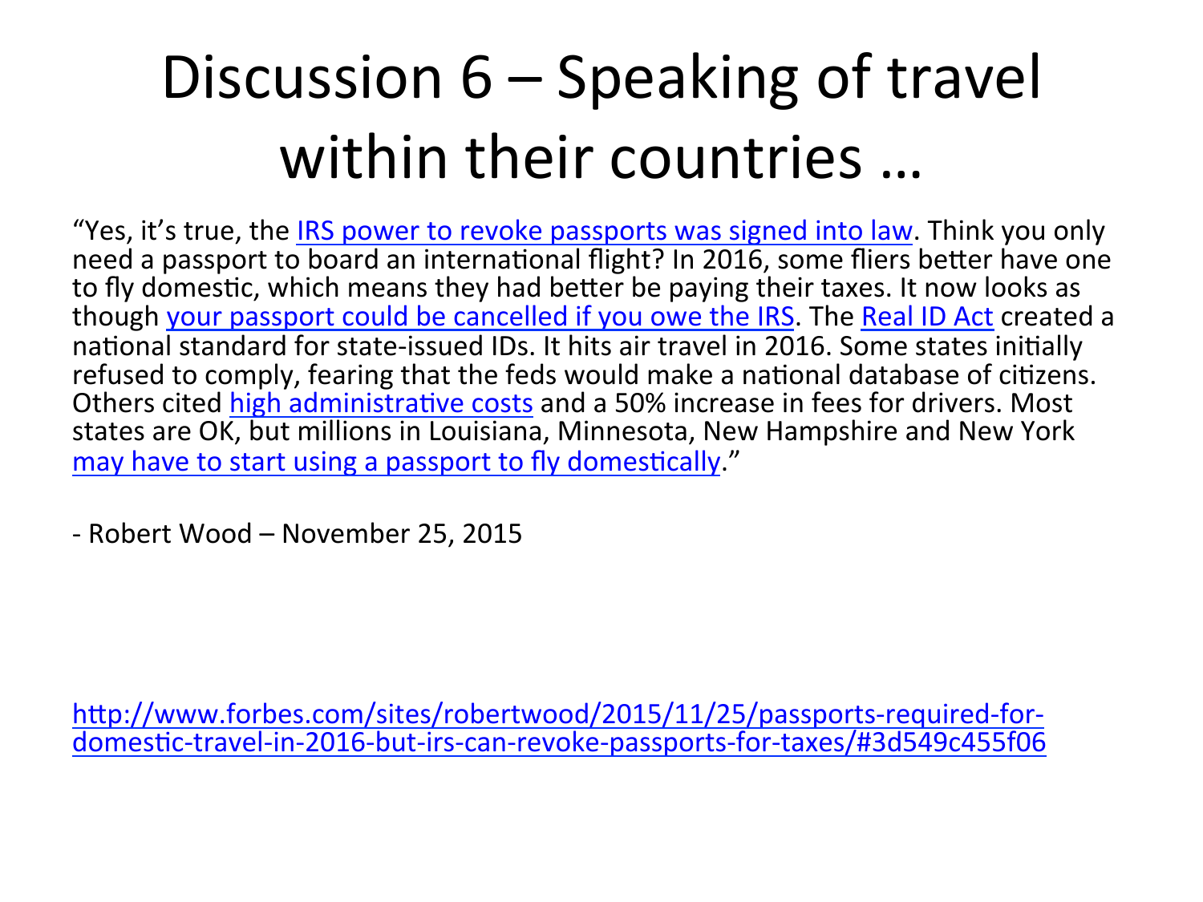# Discussion 6 – Speaking of travel within their countries …

"Yes, it's true, the IRS power to revoke passports was signed into law. Think you only need a passport to board an international flight? In 2016, some fliers better have one to fly domestic, which means they had better be paying their taxes. It now looks as though your passport could be cancelled if you owe the IRS. The Real ID Act created a national standard for state-issued IDs. It hits air travel in 2016. Some states initially refused to comply, fearing that the feds would make a national database of citizens. Others cited high administrative costs and a 50% increase in fees for drivers. Most states are OK, but millions in Louisiana, Minnesota, New Hampshire and New York may have to start using a passport to fly domestically."

- Robert Wood – November 25, 2015

http://www.forbes.com/sites/robertwood/2015/11/25/passports-required-for-domestic-travel-in-2016-but-irs-can-revoke-passports-for-taxes/#3d549c455f06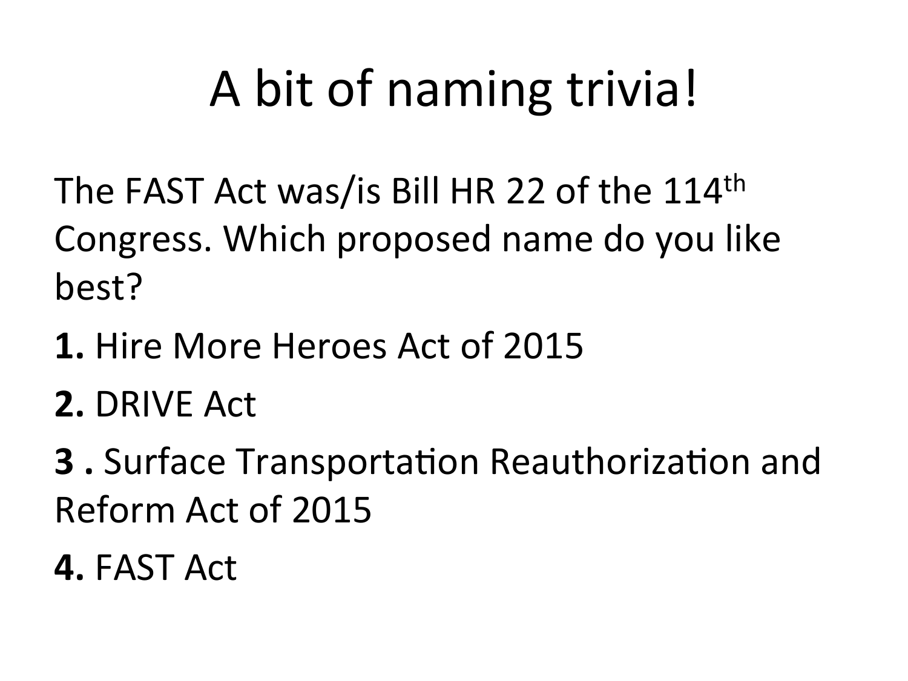# A bit of naming trivia!

The FAST Act was/is Bill HR 22 of the 114th Congress. Which proposed name do you like best?

**1.** Hire More Heroes Act of 2015

**2.** DRIVE Act

**3 .** Surface Transportation Reauthorization and Reform Act of 2015

**4.** FAST Act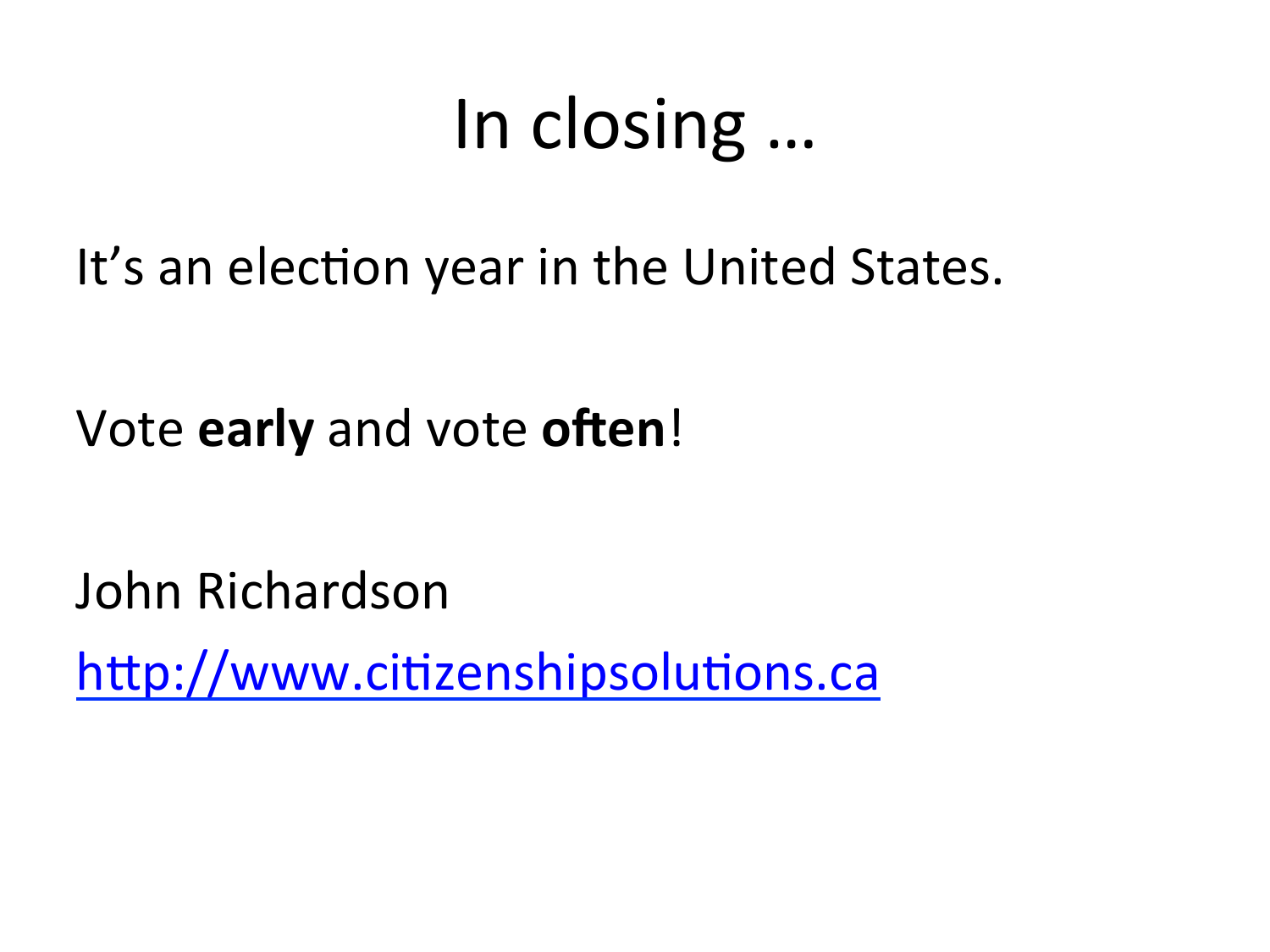# In closing …

It's an election year in the United States.

Vote **early** and vote **often**!

John Richardson

[http://www.citizenshipsolutions.ca](http://www.citizenshipsolutions.ca)